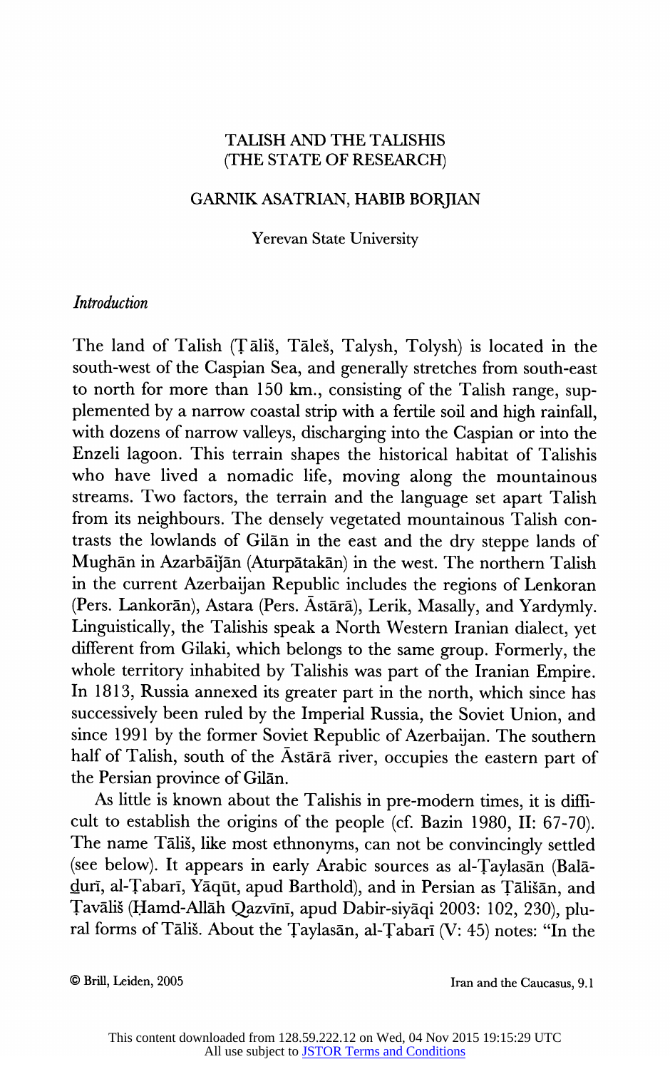# TALISH AND THE TALISHIS (THE STATE OF RESEARCH)

GARNIK ASATRIAN, HABIB BORJIAN

Yerevan State University

## *Introduction*

The land of Talish (Ṭāliš, Tāleš, Talysh, Tolysh) is located in the south-west of the Caspian Sea, and generally stretches from south-east to north for more than 150 km., consisting of the Talish range, supplemented by a narrow coastal strip with a fertile soil and high rainfall, with dozens of narrow valleys, discharging into the Caspian or into the Enzeli lagoon. This terrain shapes the historical habitat of Talishis who have lived a nomadic life, moving along the mountainous streams. Two factors, the terrain and the language set apart Talish from its neighbours. The densely vegetated mountainous Talish contrasts the lowlands of Gilān in the east and the dry steppe lands of Mughān in Azarbāijān (Aturpātakān) in the west. The northern Talish in the current Azerbaijan Republic includes the regions of Lenkoran (Pers. Lankorān), Astara (Pers. Āstārā), Lerik, Masally, and Yardymly. Linguistically, the Talishis speak a North Western Iranian dialect, yet different from Gilaki, which belongs to the same group. Formerly, the whole territory inhabited by Talishis was part of the Iranian Empire. In 1813, Russia annexed its greater part in the north, which since has successively been ruled by the Imperial Russia, the Soviet Union, and since 1991 by the former Soviet Republic of Azerbaijan. The southern half of Talish, south of the Āstārā river, occupies the eastern part of the Persian province of Gilān.

As little is known about the Talishis in pre-modern times, it is difficult to establish the origins of the people (cf. Bazin 1980, II: 67-70). The name Tāliš, like most ethnonyms, can not be convincingly settled (see below). It appears in early Arabic sources as al-Ṭaylasān (Balāḏurī, al-Ṭabarī, Yāqūt, apud Barthold), and in Persian as Ṭālišān, and Ṭavāliš (Ḥamd-Allāh Qazvīnī, apud Dabir-siyāqi 2003: 102, 230), plural forms of Tāliš. About the Ṭaylasān, al-Ṭabarī (V: 45) notes: "In the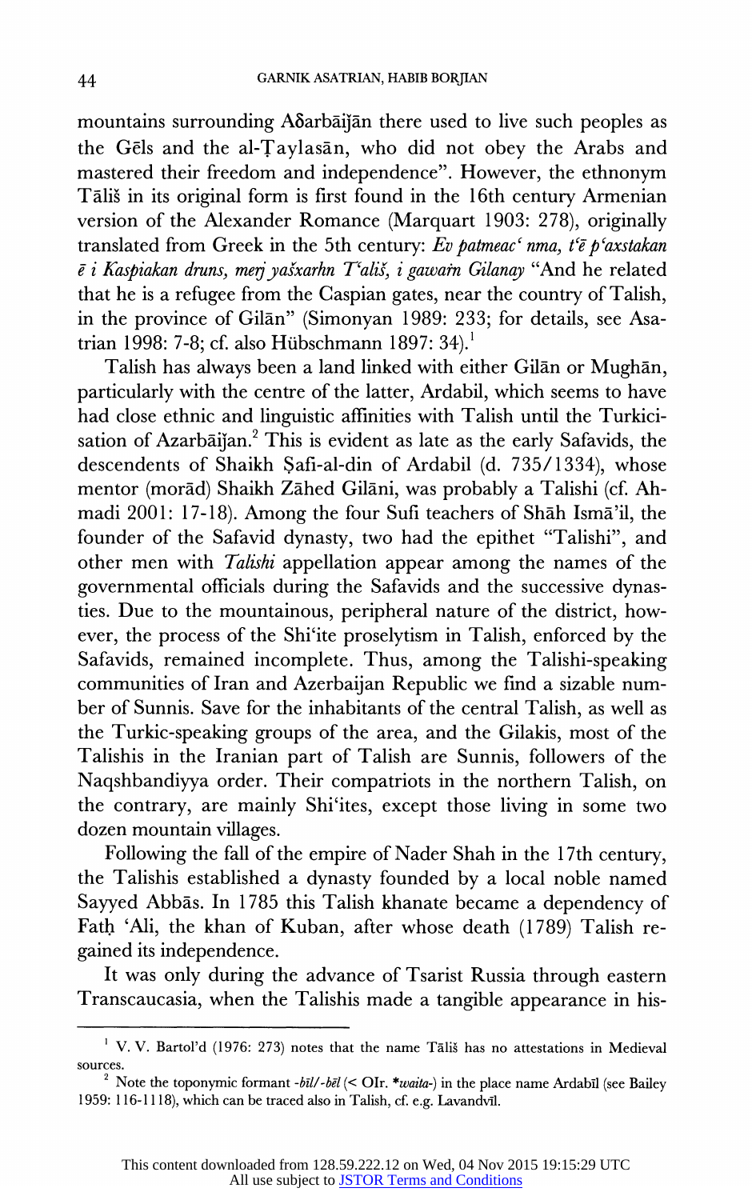mountains surrounding Aδarbāiǰān there used to live such peoples as the Gēls and the al-Ṭaylasān, who did not obey the Arabs and mastered their freedom and independence". However, the ethnonym Tāliš in its original form is first found in the 16th century Armenian version of the Alexander Romance (Marquart 1903: 278), originally translated from Greek in the 5th century: *Ev patmeacʻ nma, tʻē pʻaxstakan ē i Kaspiakan druns, merj yašxarhn Tʻališ, i gawaṙn Gilanay* "And he related that he is a refugee from the Caspian gates, near the country of Talish, in the province of Gilān" (Simonyan 1989: 233; for details, see Asatrian 1998: 7-8; cf. also Hübschmann 1897: 34).[1]

Talish has always been a land linked with either Gilān or Mughān, particularly with the centre of the latter, Ardabil, which seems to have had close ethnic and linguistic affinities with Talish until the Turkicisation of Azarbāiǰan.[2] This is evident as late as the early Safavids, the descendents of Shaikh Ṣafi-al-din of Ardabil (d. 735/1334), whose mentor (morād) Shaikh Zāhed Gilāni, was probably a Talishi (cf. Ahmadi 2001: 17-18). Among the four Sufi teachers of Shāh Ismāʻil, the founder of the Safavid dynasty, two had the epithet "Talishi", and other men with *Talishi* appellation appear among the names of the governmental officials during the Safavids and the successive dynasties. Due to the mountainous, peripheral nature of the district, however, the process of the Shiʻite proselytism in Talish, enforced by the Safavids, remained incomplete. Thus, among the Talishi-speaking communities of Iran and Azerbaijan Republic we find a sizable number of Sunnis. Save for the inhabitants of the central Talish, as well as the Turkic-speaking groups of the area, and the Gilakis, most of the Talishis in the Iranian part of Talish are Sunnis, followers of the Naqshbandiyya order. Their compatriots in the northern Talish, on the contrary, are mainly Shiʻites, except those living in some two dozen mountain villages.

Following the fall of the empire of Nader Shah in the 17th century, the Talishis established a dynasty founded by a local noble named Sayyed Abbās. In 1785 this Talish khanate became a dependency of Fatḥ ʻAli, the khan of Kuban, after whose death (1789) Talish regained its independence.

It was only during the advance of Tsarist Russia through eastern Transcaucasia, when the Talishis made a tangible appearance in his-

---

[1] V. V. Bartol'd (1976: 273) notes that the name Tāliš has no attestations in Medieval sources.

[2] Note the toponymic formant *-bīl/-bēl* (< OIr. \**waita-*) in the place name Ardabīl (see Bailey 1959: 116-1118), which can be traced also in Talish, cf. e.g. Lavandvīl.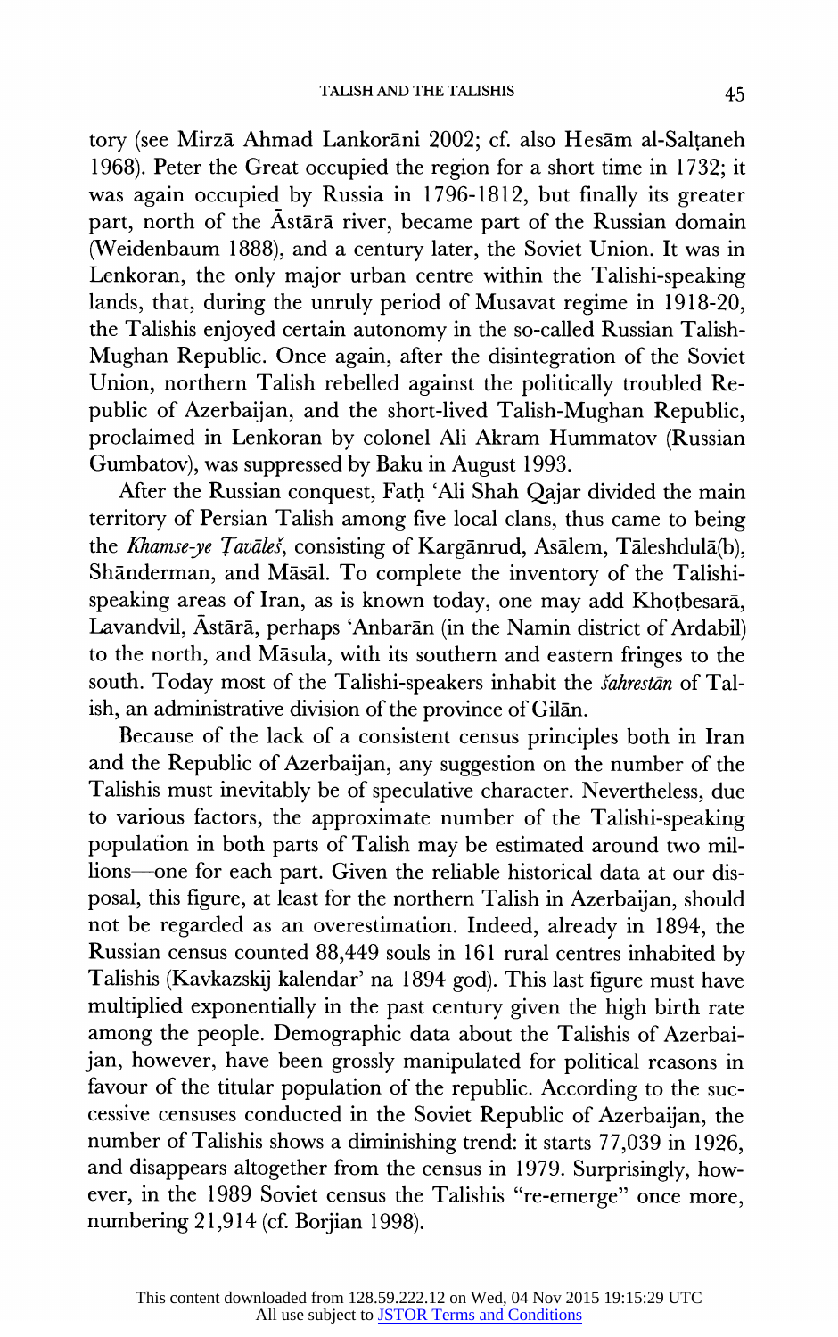tory (see Mirzā Ahmad Lankorāni 2002; cf. also Hesām al-Salṭaneh 1968). Peter the Great occupied the region for a short time in 1732; it was again occupied by Russia in 1796-1812, but finally its greater part, north of the Āstārā river, became part of the Russian domain (Weidenbaum 1888), and a century later, the Soviet Union. It was in Lenkoran, the only major urban centre within the Talishi-speaking lands, that, during the unruly period of Musavat regime in 1918-20, the Talishis enjoyed certain autonomy in the so-called Russian Talish-Mughan Republic. Once again, after the disintegration of the Soviet Union, northern Talish rebelled against the politically troubled Republic of Azerbaijan, and the short-lived Talish-Mughan Republic, proclaimed in Lenkoran by colonel Ali Akram Hummatov (Russian Gumbatov), was suppressed by Baku in August 1993.

After the Russian conquest, Fatḥ 'Ali Shah Qajar divided the main territory of Persian Talish among five local clans, thus came to being the *Khamse-ye Ṭavāleš*, consisting of Kargānrud, Asālem, Tāleshdulā(b), Shānderman, and Māsāl. To complete the inventory of the Talishi-speaking areas of Iran, as is known today, one may add Khoṭbesarā, Lavandvil, Āstārā, perhaps 'Anbarān (in the Namin district of Ardabil) to the north, and Māsula, with its southern and eastern fringes to the south. Today most of the Talishi-speakers inhabit the *šahrestān* of Talish, an administrative division of the province of Gilān.

Because of the lack of a consistent census principles both in Iran and the Republic of Azerbaijan, any suggestion on the number of the Talishis must inevitably be of speculative character. Nevertheless, due to various factors, the approximate number of the Talishi-speaking population in both parts of Talish may be estimated around two millions—one for each part. Given the reliable historical data at our disposal, this figure, at least for the northern Talish in Azerbaijan, should not be regarded as an overestimation. Indeed, already in 1894, the Russian census counted 88,449 souls in 161 rural centres inhabited by Talishis (Kavkazskij kalendar' na 1894 god). This last figure must have multiplied exponentially in the past century given the high birth rate among the people. Demographic data about the Talishis of Azerbaijan, however, have been grossly manipulated for political reasons in favour of the titular population of the republic. According to the successive censuses conducted in the Soviet Republic of Azerbaijan, the number of Talishis shows a diminishing trend: it starts 77,039 in 1926, and disappears altogether from the census in 1979. Surprisingly, however, in the 1989 Soviet census the Talishis "re-emerge" once more, numbering 21,914 (cf. Borjian 1998).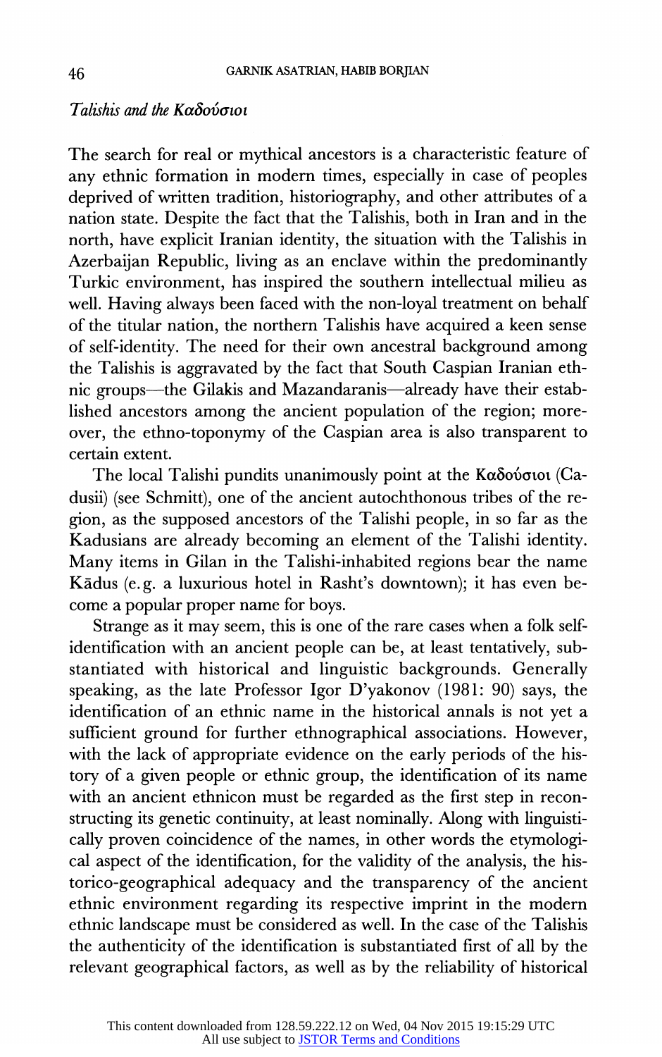### *Talishis and the Καδούσιοι*

The search for real or mythical ancestors is a characteristic feature of any ethnic formation in modern times, especially in case of peoples deprived of written tradition, historiography, and other attributes of a nation state. Despite the fact that the Talishis, both in Iran and in the north, have explicit Iranian identity, the situation with the Talishis in Azerbaijan Republic, living as an enclave within the predominantly Turkic environment, has inspired the southern intellectual milieu as well. Having always been faced with the non-loyal treatment on behalf of the titular nation, the northern Talishis have acquired a keen sense of self-identity. The need for their own ancestral background among the Talishis is aggravated by the fact that South Caspian Iranian ethnic groups—the Gilakis and Mazandaranis—already have their established ancestors among the ancient population of the region; moreover, the ethno-toponymy of the Caspian area is also transparent to certain extent.

The local Talishi pundits unanimously point at the Καδούσιοι (Cadusii) (see Schmitt), one of the ancient autochthonous tribes of the region, as the supposed ancestors of the Talishi people, in so far as the Kadusians are already becoming an element of the Talishi identity. Many items in Gilan in the Talishi-inhabited regions bear the name Kādus (e.g. a luxurious hotel in Rasht's downtown); it has even become a popular proper name for boys.

Strange as it may seem, this is one of the rare cases when a folk self-identification with an ancient people can be, at least tentatively, substantiated with historical and linguistic backgrounds. Generally speaking, as the late Professor Igor D'yakonov (1981: 90) says, the identification of an ethnic name in the historical annals is not yet a sufficient ground for further ethnographical associations. However, with the lack of appropriate evidence on the early periods of the history of a given people or ethnic group, the identification of its name with an ancient ethnicon must be regarded as the first step in reconstructing its genetic continuity, at least nominally. Along with linguistically proven coincidence of the names, in other words the etymological aspect of the identification, for the validity of the analysis, the historico-geographical adequacy and the transparency of the ancient ethnic environment regarding its respective imprint in the modern ethnic landscape must be considered as well. In the case of the Talishis the authenticity of the identification is substantiated first of all by the relevant geographical factors, as well as by the reliability of historical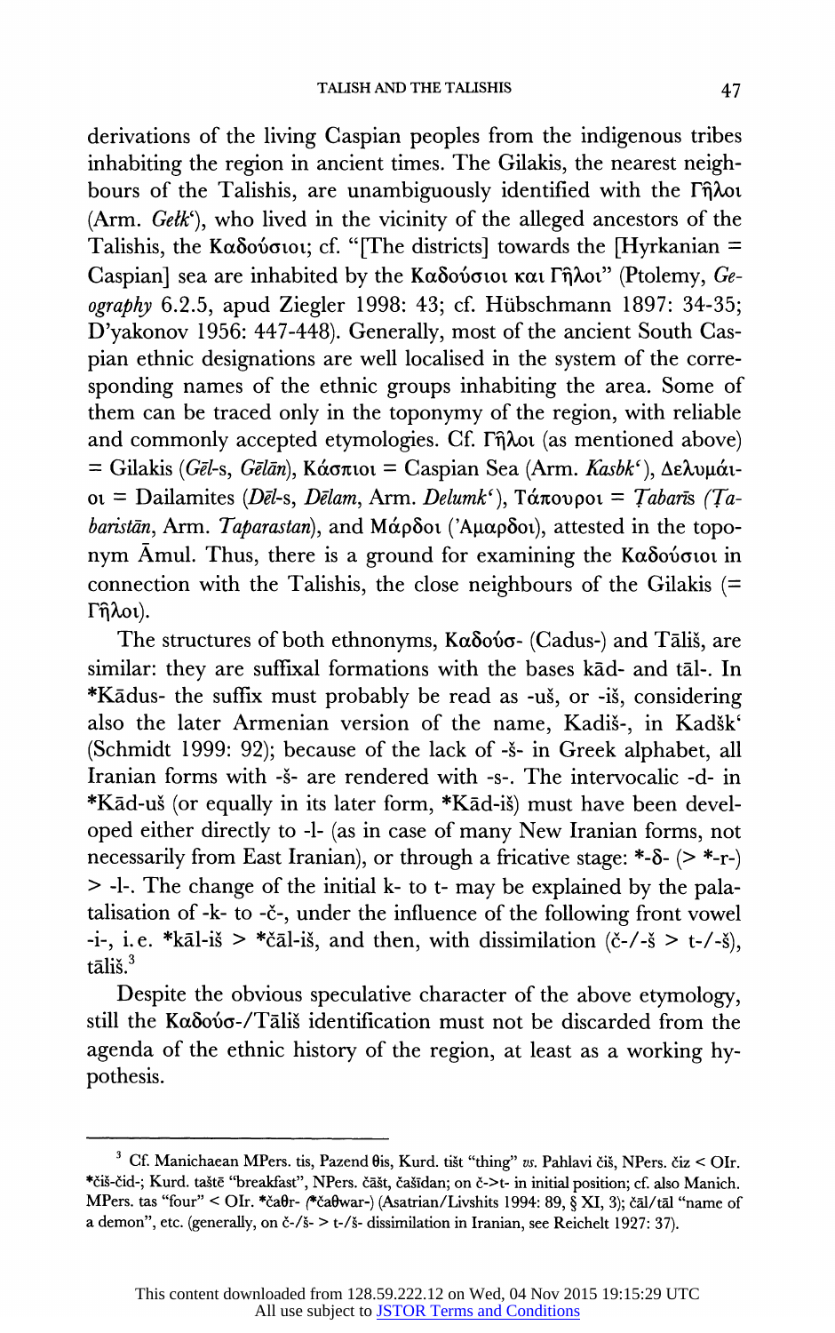derivations of the living Caspian peoples from the indigenous tribes inhabiting the region in ancient times. The Gilakis, the nearest neighbours of the Talishis, are unambiguously identified with the Γῆλοι (Arm. *Gelk'*), who lived in the vicinity of the alleged ancestors of the Talishis, the Καδούσιοι; cf. "[The districts] towards the [Hyrkanian = Caspian] sea are inhabited by the Καδούσιοι καὶ Γῆλοι" (Ptolemy, *Geography* 6.2.5, apud Ziegler 1998: 43; cf. Hübschmann 1897: 34-35; D'yakonov 1956: 447-448). Generally, most of the ancient South Caspian ethnic designations are well localised in the system of the corresponding names of the ethnic groups inhabiting the area. Some of them can be traced only in the toponymy of the region, with reliable and commonly accepted etymologies. Cf. Γῆλοι (as mentioned above) = Gilakis (*Gēl*-s, *Gēlān*), Κάσπιοι = Caspian Sea (Arm. *Kasbk'*), Δελυμάιοι = Dailamites (*Dēl*-s, *Dēlam*, Arm. *Delumk'*), Τάπουροι = *Ṭabarīs* (*Ṭabaristān*, Arm. *Taparastan*), and Μάρδοι (Ἀμαρδοι), attested in the toponym Āmul. Thus, there is a ground for examining the Καδούσιοι in connection with the Talishis, the close neighbours of the Gilakis (= Γῆλοι).

The structures of both ethnonyms, Καδούσ- (Cadus-) and Tāliš, are similar: they are suffixal formations with the bases kād- and tāl-. In *Kādus- the suffix must probably be read as -uš, or -iš, considering also the later Armenian version of the name, Kadiš-, in Kadšk' (Schmidt 1999: 92); because of the lack of -š- in Greek alphabet, all Iranian forms with -š- are rendered with -s-. The intervocalic -d- in *Kād-uš (or equally in its later form, *Kād-iš) must have been developed either directly to -l- (as in case of many New Iranian forms, not necessarily from East Iranian), or through a fricative stage: *-δ- (> *-r-) > -l-. The change of the initial k- to t- may be explained by the palatalisation of -k- to -č-, under the influence of the following front vowel -i-, i.e. *kāl-iš > *čāl-iš, and then, with dissimilation (č-/-š > t-/-š), tāliš.[3]

Despite the obvious speculative character of the above etymology, still the Καδούσ-/Tāliš identification must not be discarded from the agenda of the ethnic history of the region, at least as a working hypothesis.

---

[3] Cf. Manichaean MPers. tis, Pazend θis, Kurd. tišt "thing" *vs.* Pahlavi čiš, NPers. čiz < OIr. *čiš-čid-; Kurd. taštē "breakfast", NPers. čāšt, čašīdan; on č->t- in initial position; cf. also Manich. MPers. tas "four" < OIr. *čaθr- (*čaθwar-) (Asatrian/Livshits 1994: 89, § XI, 3); čāl/tāl "name of a demon", etc. (generally, on č-/š- > t-/š- dissimilation in Iranian, see Reichelt 1927: 37).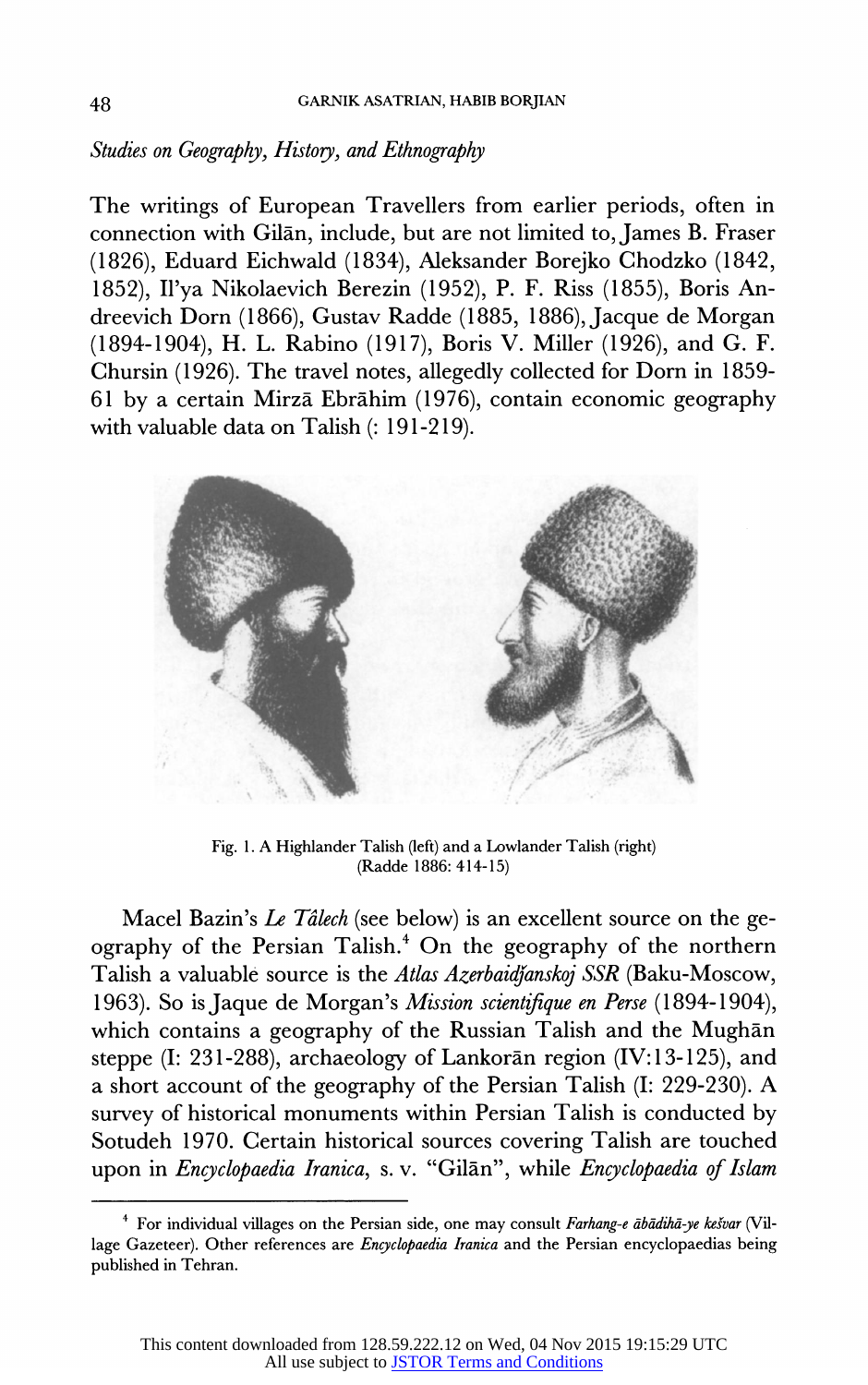*Studies on Geography, History, and Ethnography*

The writings of European Travellers from earlier periods, often in connection with Gilān, include, but are not limited to, James B. Fraser (1826), Eduard Eichwald (1834), Aleksander Borejko Chodzko (1842, 1852), Il'ya Nikolaevich Berezin (1952), P. F. Riss (1855), Boris Andreevich Dorn (1866), Gustav Radde (1885, 1886), Jacque de Morgan (1894-1904), H. L. Rabino (1917), Boris V. Miller (1926), and G. F. Chursin (1926). The travel notes, allegedly collected for Dorn in 1859-61 by a certain Mirzā Ebrāhim (1976), contain economic geography with valuable data on Talish (: 191-219).

Fig. 1. A Highlander Talish (left) and a Lowlander Talish (right) (Radde 1886: 414-15)

Macel Bazin's *Le Tâlech* (see below) is an excellent source on the geography of the Persian Talish.[4] On the geography of the northern Talish a valuable source is the *Atlas Azerbaidjanskoj SSR* (Baku-Moscow, 1963). So is Jaque de Morgan's *Mission scientifique en Perse* (1894-1904), which contains a geography of the Russian Talish and the Mughān steppe (I: 231-288), archaeology of Lankorān region (IV:13-125), and a short account of the geography of the Persian Talish (I: 229-230). A survey of historical monuments within Persian Talish is conducted by Sotudeh 1970. Certain historical sources covering Talish are touched upon in *Encyclopaedia Iranica*, s. v. "Gilān", while *Encyclopaedia of Islam*

[4] For individual villages on the Persian side, one may consult *Farhang-e ābādihā-ye kešvar* (Village Gazeteer). Other references are *Encyclopaedia Iranica* and the Persian encyclopaedias being published in Tehran.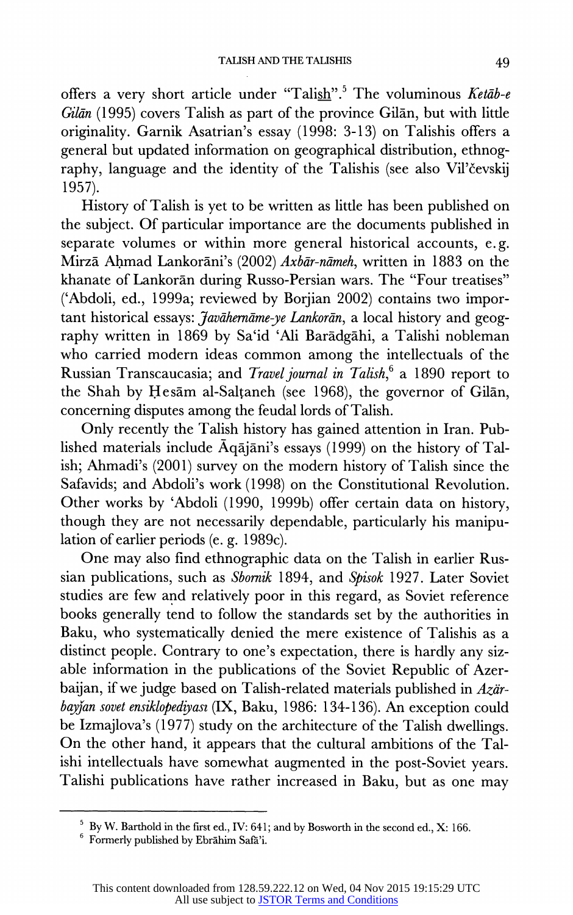offers a very short article under "Talis͟h".[5] The voluminous *Ketāb-e Gilān* (1995) covers Talish as part of the province Gilān, but with little originality. Garnik Asatrian's essay (1998: 3-13) on Talishis offers a general but updated information on geographical distribution, ethnography, language and the identity of the Talishis (see also Vil'čevskij 1957).

History of Talish is yet to be written as little has been published on the subject. Of particular importance are the documents published in separate volumes or within more general historical accounts, e.g. Mirzā Aḥmad Lankorāni's (2002) *Axbār-nāmeh*, written in 1883 on the khanate of Lankorān during Russo-Persian wars. The "Four treatises" ('Abdoli, ed., 1999a; reviewed by Borjian 2002) contains two important historical essays: *Javāhernāme-ye Lankorān*, a local history and geography written in 1869 by Sa'id 'Ali Barādgāhi, a Talishi nobleman who carried modern ideas common among the intellectuals of the Russian Transcaucasia; and *Travel journal in Talish*,[6] a 1890 report to the Shah by Ḥesām al-Salṭaneh (see 1968), the governor of Gilān, concerning disputes among the feudal lords of Talish.

Only recently the Talish history has gained attention in Iran. Published materials include Āqājāni's essays (1999) on the history of Talish; Ahmadi's (2001) survey on the modern history of Talish since the Safavids; and Abdoli's work (1998) on the Constitutional Revolution. Other works by 'Abdoli (1990, 1999b) offer certain data on history, though they are not necessarily dependable, particularly his manipulation of earlier periods (e. g. 1989c).

One may also find ethnographic data on the Talish in earlier Russian publications, such as *Sbornik* 1894, and *Spisok* 1927. Later Soviet studies are few and relatively poor in this regard, as Soviet reference books generally tend to follow the standards set by the authorities in Baku, who systematically denied the mere existence of Talishis as a distinct people. Contrary to one's expectation, there is hardly any sizable information in the publications of the Soviet Republic of Azerbaijan, if we judge based on Talish-related materials published in *Azärbayǰan sovet ensiklopediyası* (IX, Baku, 1986: 134-136). An exception could be Izmajlova's (1977) study on the architecture of the Talish dwellings. On the other hand, it appears that the cultural ambitions of the Talishi intellectuals have somewhat augmented in the post-Soviet years. Talishi publications have rather increased in Baku, but as one may

---

[5] By W. Barthold in the first ed., IV: 641; and by Bosworth in the second ed., X: 166.

[6] Formerly published by Ebrāhim Safā'i.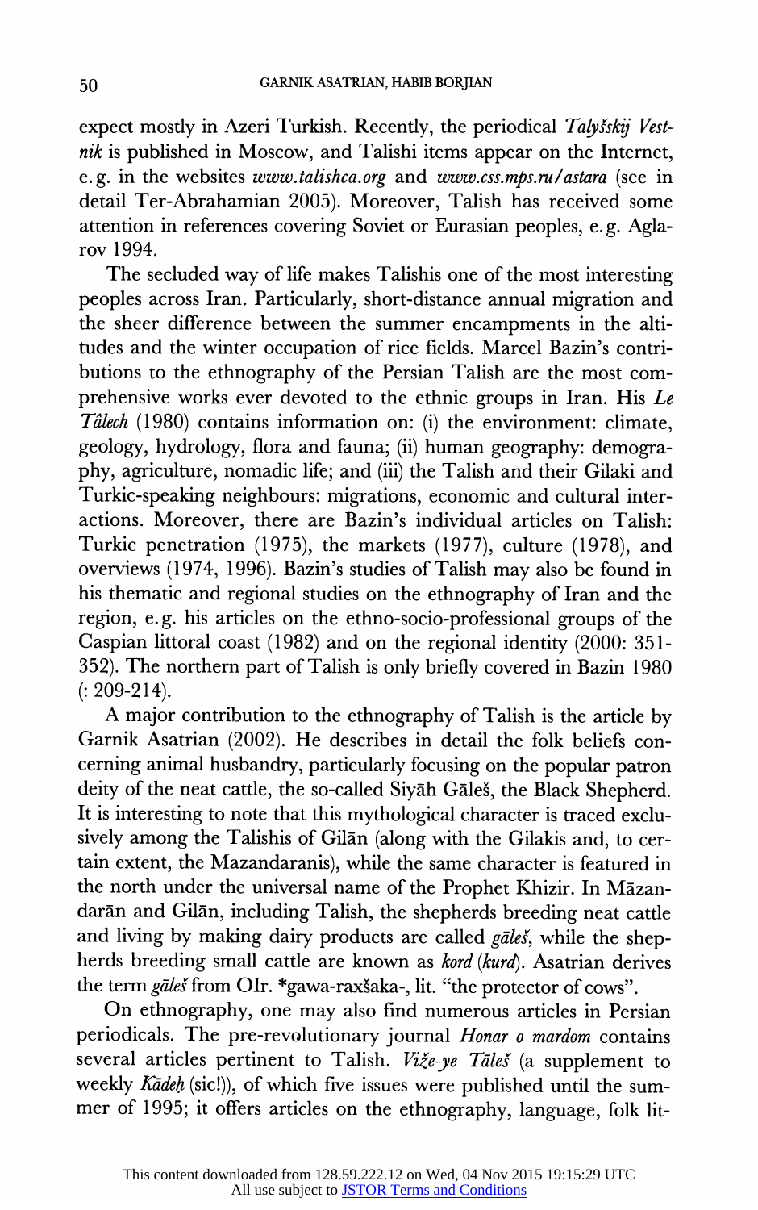expect mostly in Azeri Turkish. Recently, the periodical *Talyšskij Vestnik* is published in Moscow, and Talishi items appear on the Internet, e.g. in the websites *www.talishca.org* and *www.css.mps.ru/astara* (see in detail Ter-Abrahamian 2005). Moreover, Talish has received some attention in references covering Soviet or Eurasian peoples, e.g. Aglarov 1994.

The secluded way of life makes Talishis one of the most interesting peoples across Iran. Particularly, short-distance annual migration and the sheer difference between the summer encampments in the altitudes and the winter occupation of rice fields. Marcel Bazin's contributions to the ethnography of the Persian Talish are the most comprehensive works ever devoted to the ethnic groups in Iran. His *Le Tâlech* (1980) contains information on: (i) the environment: climate, geology, hydrology, flora and fauna; (ii) human geography: demography, agriculture, nomadic life; and (iii) the Talish and their Gilaki and Turkic-speaking neighbours: migrations, economic and cultural interactions. Moreover, there are Bazin's individual articles on Talish: Turkic penetration (1975), the markets (1977), culture (1978), and overviews (1974, 1996). Bazin's studies of Talish may also be found in his thematic and regional studies on the ethnography of Iran and the region, e.g. his articles on the ethno-socio-professional groups of the Caspian littoral coast (1982) and on the regional identity (2000: 351-352). The northern part of Talish is only briefly covered in Bazin 1980 (: 209-214).

A major contribution to the ethnography of Talish is the article by Garnik Asatrian (2002). He describes in detail the folk beliefs concerning animal husbandry, particularly focusing on the popular patron deity of the neat cattle, the so-called Siyāh Gāleš, the Black Shepherd. It is interesting to note that this mythological character is traced exclusively among the Talishis of Gilān (along with the Gilakis and, to certain extent, the Mazandaranis), while the same character is featured in the north under the universal name of the Prophet Khizir. In Māzandarān and Gilān, including Talish, the shepherds breeding neat cattle and living by making dairy products are called *gāleš*, while the shepherds breeding small cattle are known as *kord* (*kurd*). Asatrian derives the term *gāleš* from OIr. *gawa-raxšaka-, lit. "the protector of cows".

On ethnography, one may also find numerous articles in Persian periodicals. The pre-revolutionary journal *Honar o mardom* contains several articles pertinent to Talish. *Viže-ye Tāleš* (a supplement to weekly *Kādeḥ* (sic!)), of which five issues were published until the summer of 1995; it offers articles on the ethnography, language, folk lit-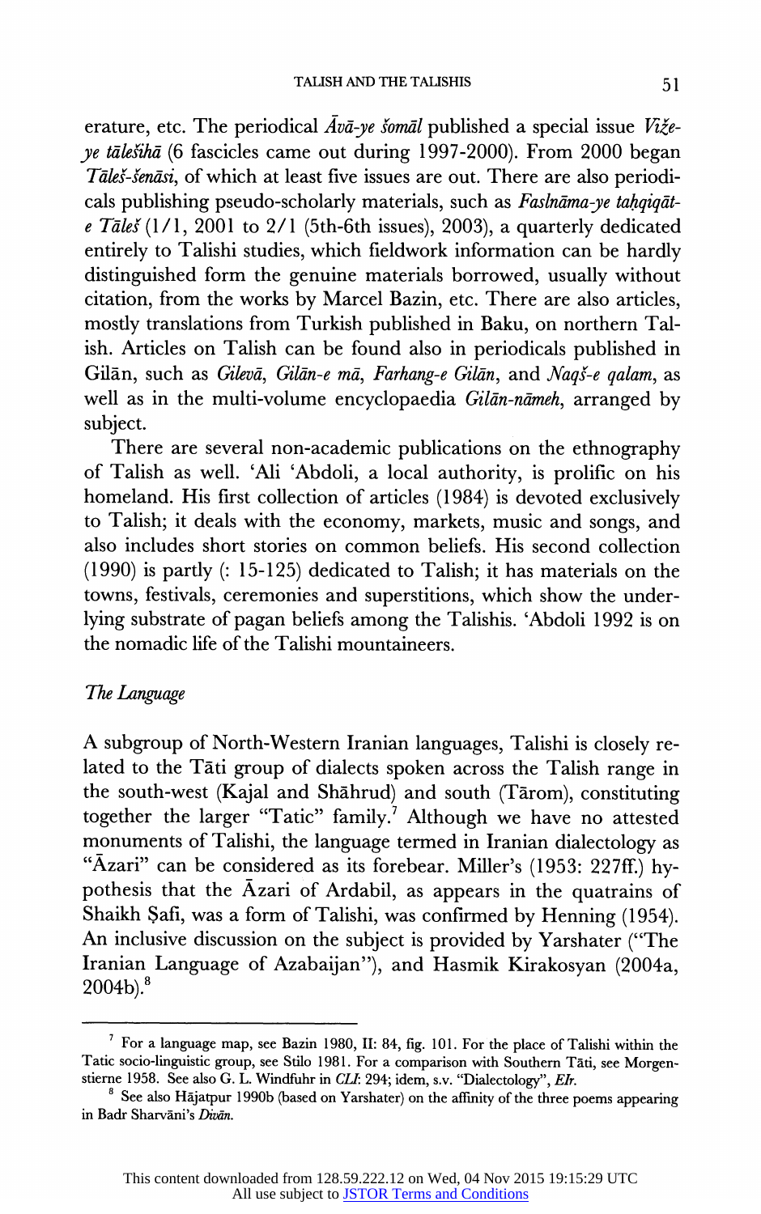erature, etc. The periodical *Āvā-ye šomāl* published a special issue *Viže-ye tālešihā* (6 fascicles came out during 1997-2000). From 2000 began *Tāleš-šenāsi*, of which at least five issues are out. There are also periodicals publishing pseudo-scholarly materials, such as *Faslnāma-ye taḥqiqāt-e Tāleš* (1/1, 2001 to 2/1 (5th-6th issues), 2003), a quarterly dedicated entirely to Talishi studies, which fieldwork information can be hardly distinguished form the genuine materials borrowed, usually without citation, from the works by Marcel Bazin, etc. There are also articles, mostly translations from Turkish published in Baku, on northern Talish. Articles on Talish can be found also in periodicals published in Gilān, such as *Gilevā*, *Gilān-e mā*, *Farhang-e Gilān*, and *Naqš-e qalam*, as well as in the multi-volume encyclopaedia *Gilān-nāmeh*, arranged by subject.

There are several non-academic publications on the ethnography of Talish as well. ʿAli ʿAbdoli, a local authority, is prolific on his homeland. His first collection of articles (1984) is devoted exclusively to Talish; it deals with the economy, markets, music and songs, and also includes short stories on common beliefs. His second collection (1990) is partly (: 15-125) dedicated to Talish; it has materials on the towns, festivals, ceremonies and superstitions, which show the underlying substrate of pagan beliefs among the Talishis. ʿAbdoli 1992 is on the nomadic life of the Talishi mountaineers.

### *The Language*

A subgroup of North-Western Iranian languages, Talishi is closely related to the Tāti group of dialects spoken across the Talish range in the south-west (Kajal and Shāhrud) and south (Tārom), constituting together the larger "Tatic" family.[7] Although we have no attested monuments of Talishi, the language termed in Iranian dialectology as "Āzari" can be considered as its forebear. Miller's (1953: 227ff.) hypothesis that the Āzari of Ardabil, as appears in the quatrains of Shaikh Ṣafi, was a form of Talishi, was confirmed by Henning (1954). An inclusive discussion on the subject is provided by Yarshater ("The Iranian Language of Azabaijan"), and Hasmik Kirakosyan (2004a, 2004b).[8]

---

[7] For a language map, see Bazin 1980, II: 84, fig. 101. For the place of Talishi within the Tatic socio-linguistic group, see Stilo 1981. For a comparison with Southern Tāti, see Morgenstierne 1958. See also G. L. Windfuhr in *CLI*: 294; idem, s.v. "Dialectology", *EIr*.

[8] See also Hājatpur 1990b (based on Yarshater) on the affinity of the three poems appearing in Badr Sharvāni's *Divān*.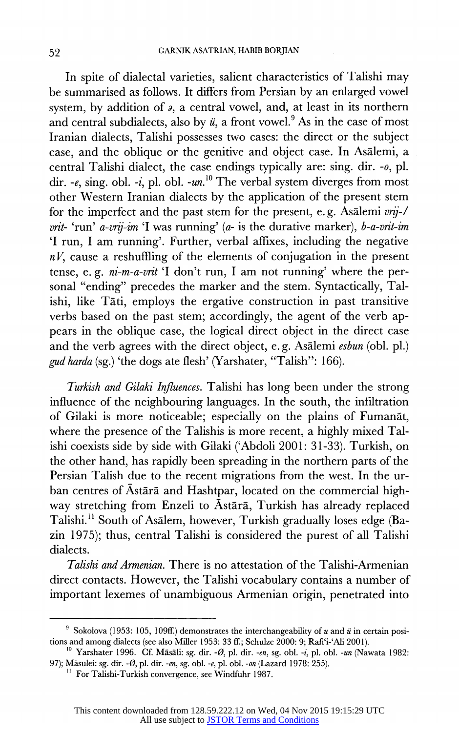In spite of dialectal varieties, salient characteristics of Talishi may be summarised as follows. It differs from Persian by an enlarged vowel system, by addition of *ə*, a central vowel, and, at least in its northern and central subdialects, also by *ü*, a front vowel.[9] As in the case of most Iranian dialects, Talishi possesses two cases: the direct or the subject case, and the oblique or the genitive and object case. In Asālemi, a central Talishi dialect, the case endings typically are: sing. dir. *-o*, pl. dir. *-e*, sing. obl. *-i*, pl. obl. *-un*.[10] The verbal system diverges from most other Western Iranian dialects by the application of the present stem for the imperfect and the past stem for the present, e. g. Asālemi *vrij-/vrit-* 'run' *a-vrij-im* 'I was running' (*a-* is the durative marker), *b-a-vrit-im* 'I run, I am running'. Further, verbal affixes, including the negative *nV*, cause a reshuffling of the elements of conjugation in the present tense, e. g. *ni-m-a-vrit* 'I don't run, I am not running' where the personal "ending" precedes the marker and the stem. Syntactically, Talishi, like Tāti, employs the ergative construction in past transitive verbs based on the past stem; accordingly, the agent of the verb appears in the oblique case, the logical direct object in the direct case and the verb agrees with the direct object, e. g. Asālemi *esbun* (obl. pl.) *gud harda* (sg.) 'the dogs ate flesh' (Yarshater, "Talish": 166).

*Turkish and Gilaki Influences.* Talishi has long been under the strong influence of the neighbouring languages. In the south, the infiltration of Gilaki is more noticeable; especially on the plains of Fumanāt, where the presence of the Talishis is more recent, a highly mixed Talishi coexists side by side with Gilaki ('Abdoli 2001: 31-33). Turkish, on the other hand, has rapidly been spreading in the northern parts of the Persian Talish due to the recent migrations from the west. In the urban centres of Āstārā and Hashtpar, located on the commercial highway stretching from Enzeli to Āstārā, Turkish has already replaced Talishi.[11] South of Asālem, however, Turkish gradually loses edge (Bazin 1975); thus, central Talishi is considered the purest of all Talishi dialects.

*Talishi and Armenian.* There is no attestation of the Talishi-Armenian direct contacts. However, the Talishi vocabulary contains a number of important lexemes of unambiguous Armenian origin, penetrated into

---

[9] Sokolova (1953: 105, 109ff.) demonstrates the interchangeability of *u* and *ü* in certain positions and among dialects (see also Miller 1953: 33 ff.; Schulze 2000: 9; Rafi'i-'Ali 2001).

[10] Yarshater 1996. Cf. Māsāli: sg. dir. *-Ø*, pl. dir. *-en*, sg. obl. *-i*, pl. obl. *-un* (Nawata 1982: 97); Māsulei: sg. dir. *-Ø*, pl. dir. *-en*, sg. obl. *-e*, pl. obl. *-on* (Lazard 1978: 255).

[11] For Talishi-Turkish convergence, see Windfuhr 1987.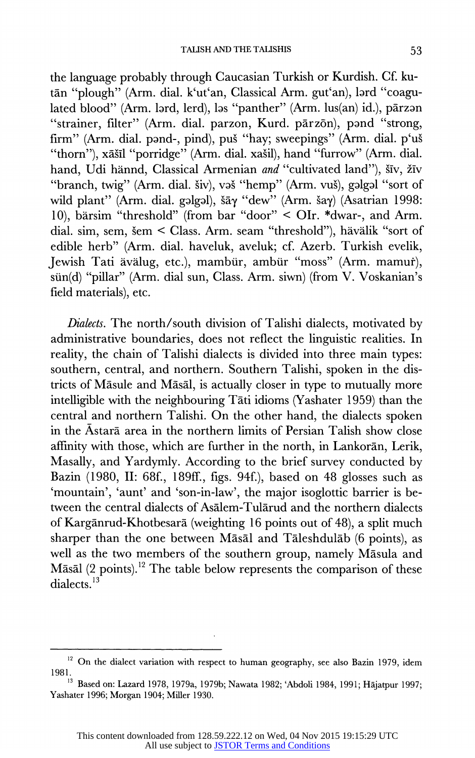the language probably through Caucasian Turkish or Kurdish. Cf. kutān "plough" (Arm. dial. k'ut'an, Classical Arm. gut'an), lərd "coagulated blood" (Arm. lərd, lerd), ləs "panther" (Arm. lus(an) id.), pārzən "strainer, filter" (Arm. dial. parzon, Kurd. pārzōn), pənd "strong, firm" (Arm. dial. pənd-, pind), puš "hay; sweepings" (Arm. dial. p'uš "thorn"), xāšīl "porridge" (Arm. dial. xašil), hand "furrow" (Arm. dial. hand, Udi hännd, Classical Armenian *and* "cultivated land"), šīv, žīv "branch, twig" (Arm. dial. šiv), vəš "hemp" (Arm. vuš), gəlgəl "sort of wild plant" (Arm. dial. gəlgəl), šāγ "dew" (Arm. šaγ) (Asatrian 1998: 10), bärsim "threshold" (from bar "door" < OIr. *dwar-, and Arm. dial. sim, sem, šem < Class. Arm. seam "threshold"), hävälik "sort of edible herb" (Arm. dial. haveluk, aveluk; cf. Azerb. Turkish evelik, Jewish Tati ävälug, etc.), mambür, ambür "moss" (Arm. mamuṙ), sün(d) "pillar" (Arm. dial sun, Class. Arm. siwn) (from V. Voskanian's field materials), etc.

*Dialects.* The north/south division of Talishi dialects, motivated by administrative boundaries, does not reflect the linguistic realities. In reality, the chain of Talishi dialects is divided into three main types: southern, central, and northern. Southern Talishi, spoken in the districts of Māsule and Māsāl, is actually closer in type to mutually more intelligible with the neighbouring Tāti idioms (Yashater 1959) than the central and northern Talishi. On the other hand, the dialects spoken in the Āstarā area in the northern limits of Persian Talish show close affinity with those, which are further in the north, in Lankorān, Lerik, Masally, and Yardymly. According to the brief survey conducted by Bazin (1980, II: 68f., 189ff., figs. 94f.), based on 48 glosses such as 'mountain', 'aunt' and 'son-in-law', the major isoglottic barrier is between the central dialects of Asālem-Tulārud and the northern dialects of Kargānrud-Khotbesarā (weighting 16 points out of 48), a split much sharper than the one between Māsāl and Tāleshdulāb (6 points), as well as the two members of the southern group, namely Māsula and Māsāl (2 points).[12] The table below represents the comparison of these dialects.[13]

---

[12] On the dialect variation with respect to human geography, see also Bazin 1979, idem 1981.

[13] Based on: Lazard 1978, 1979a, 1979b; Nawata 1982; 'Abdoli 1984, 1991; Hājatpur 1997; Yashater 1996; Morgan 1904; Miller 1930.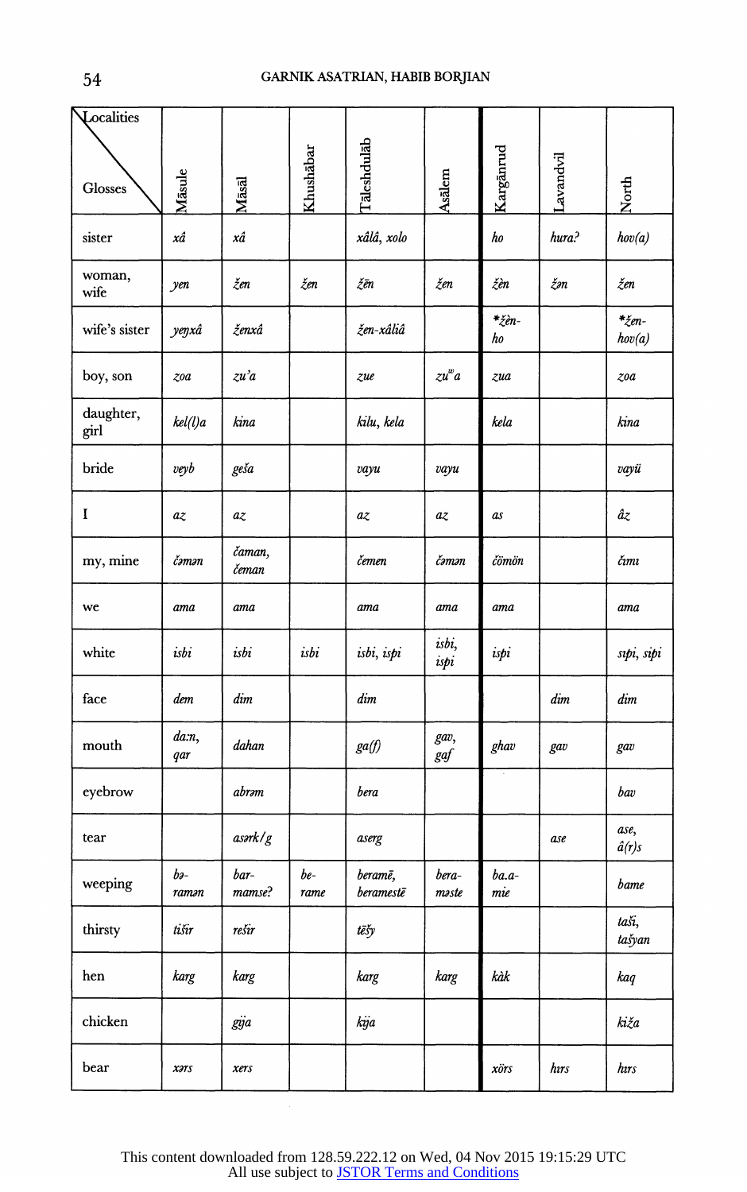| Localities / Glosses | Māsule | Māsāl | Khushābar | Tāleshdulāb | Asālem | Kargānrud | Lavandvil | North |
|---|---|---|---|---|---|---|---|---|
| sister | *xâ* | *xâ* | | *xâlâ, xolo* | | *ho* | *hura?* | *hov(a)* |
| woman, wife | *yen* | *žen* | *žen* | *žĕn* | *žen* | *žĕn* | *žən* | *žen* |
| wife's sister | *yeŋxâ* | *ženxâ* | | *žen-xâliâ* | | **žĕn-ho* | | **žen-hov(a)* |
| boy, son | *zoa* | *zu'a* | | *zue* | *zuʷa* | *zua* | | *zoa* |
| daughter, girl | *kel(l)a* | *kina* | | *kilu, kela* | | *kela* | | *kina* |
| bride | *veyb* | *geša* | | *vayu* | *vayu* | | | *vayü* |
| I | *az* | *az* | | *az* | *az* | *as* | | *âz* |
| my, mine | *čəmən* | *čaman, čeman* | | *čemen* | *čəmən* | *čömön* | | *čımı* |
| we | *ama* | *ama* | | *ama* | *ama* | *ama* | | *ama* |
| white | *isbi* | *isbi* | *isbi* | *isbi, ispi* | *isbi, ispi* | *ispi* | | *sıpi, sipi* |
| face | *dem* | *dim* | | *dim* | | | *dim* | *dim* |
| mouth | *da:n, qar* | *dahan* | | *ga(f)* | *gav, gaf* | *ghav* | *gav* | *gav* |
| eyebrow | | *abrəm* | | *bera* | | | | *bav* |
| tear | | *asərk/g* | | *aserg* | | | *ase* | *ase, â(r)s* |
| weeping | *bə-ramən* | *bar-mamse?* | *be-rame* | *beramē, beramestē* | *bera-məste* | *ba.a-mie* | | *bame* |
| thirsty | *tišir* | *rešir* | | *tēšy* | | | | *taši, tašyan* |
| hen | *karg* | *karg* | | *karg* | *karg* | *kàk* | | *kaq* |
| chicken | | *gīja* | | *kīja* | | | | *kiža* |
| bear | *xərs* | *xers* | | | | *xörs* | *hırs* | *hırs* |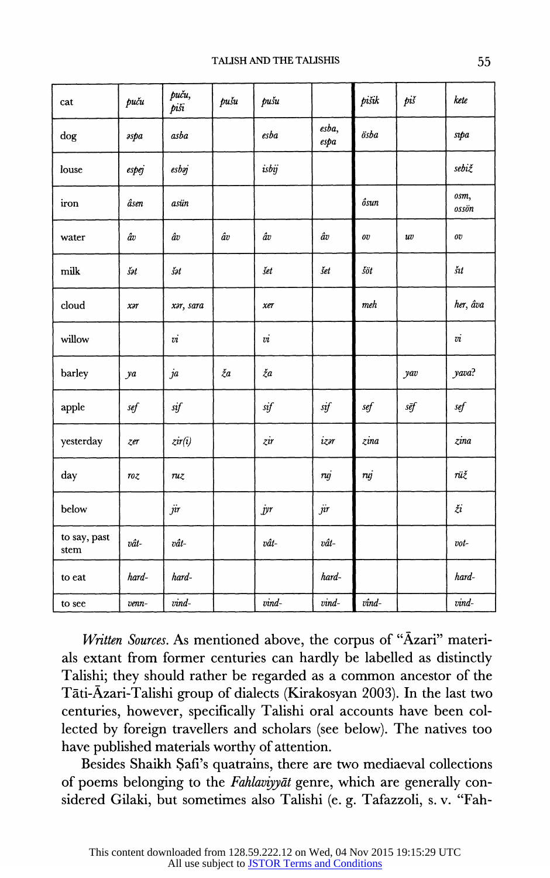| | | | | | | | | |
|---|---|---|---|---|---|---|---|---|
| cat | *puču* | *puču, piši* | *pušu* | *pušu* | | *pišik* | *piš* | *kete* |
| dog | *əspa* | *asba* | | *esba* | *esba, espa* | *ösba* | | *sıpa* |
| louse | *espej* | *esbəj* | | *isbıj* | | | | *sebiž* |
| iron | *âsen* | *asün* | | | | *ôsun* | | *osm, ossön* |
| water | *âv* | *âv* | *âv* | *âv* | *âv* | *ov* | *uv* | *ov* |
| milk | *šət* | *šət* | | *šet* | *šet* | *šöt* | | *šıt* |
| cloud | *xər* | *xər, sara* | | *xer* | | *meh* | | *her, âva* |
| willow | | *vi* | | *vi* | | | | *vi* |
| barley | *ya* | *ja* | *ža* | *ža* | | | *yav* | *yava?* |
| apple | *sef* | *sif* | | *sif* | *sif* | *sef* | *sēf* | *sef* |
| yesterday | *zer* | *zir(i)* | | *zir* | *izər* | *zina* | | *zina* |
| day | *roz* | *ruz* | | | *ruj* | *ruj* | | *rüž* |
| below | | *jir* | | *jyr* | *jir* | | | *ži* |
| to say, past stem | *vât-* | *vât-* | | *vât-* | *vât-* | | | *vot-* |
| to eat | *hard-* | *hard-* | | | *hard-* | | | *hard-* |
| to see | *venn-* | *vind-* | | *vind-* | *vind-* | *vînd-* | | *vind-* |

*Written Sources.* As mentioned above, the corpus of "Āzari" materials extant from former centuries can hardly be labelled as distinctly Talishi; they should rather be regarded as a common ancestor of the Tāti-Āzari-Talishi group of dialects (Kirakosyan 2003). In the last two centuries, however, specifically Talishi oral accounts have been collected by foreign travellers and scholars (see below). The natives too have published materials worthy of attention.

Besides Shaikh Ṣafi's quatrains, there are two mediaeval collections of poems belonging to the *Fahlaviyyāt* genre, which are generally considered Gilaki, but sometimes also Talishi (e. g. Tafazzoli, s. v. "Fah-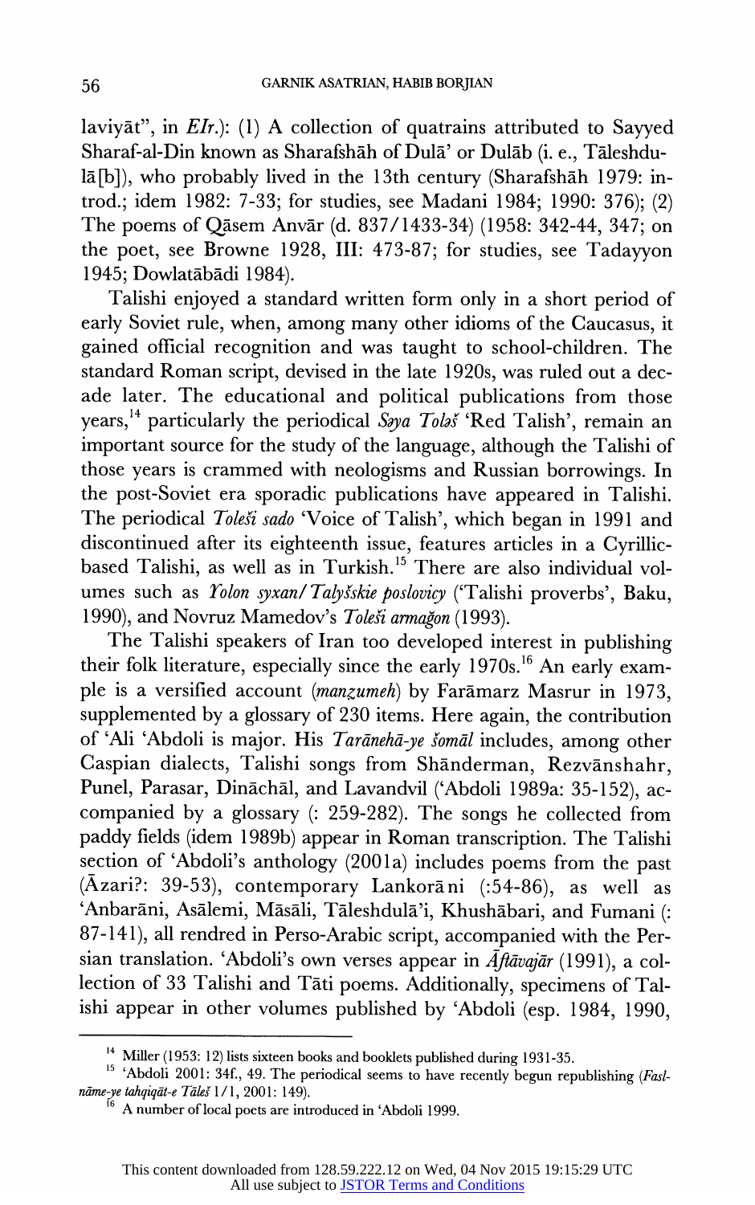laviyāt", in *EIr.*): (1) A collection of quatrains attributed to Sayyed Sharaf-al-Din known as Sharafshāh of Dulā' or Dulāb (i. e., Tāleshdulā[b]), who probably lived in the 13th century (Sharafshāh 1979: introd.; idem 1982: 7-33; for studies, see Madani 1984; 1990: 376); (2) The poems of Qāsem Anvār (d. 837/1433-34) (1958: 342-44, 347; on the poet, see Browne 1928, III: 473-87; for studies, see Tadayyon 1945; Dowlatābādi 1984).

Talishi enjoyed a standard written form only in a short period of early Soviet rule, when, among many other idioms of the Caucasus, it gained official recognition and was taught to school-children. The standard Roman script, devised in the late 1920s, was ruled out a decade later. The educational and political publications from those years,[14] particularly the periodical *Səya Toləš* 'Red Talish', remain an important source for the study of the language, although the Talishi of those years is crammed with neologisms and Russian borrowings. In the post-Soviet era sporadic publications have appeared in Talishi. The periodical *Toleši sado* 'Voice of Talish', which began in 1991 and discontinued after its eighteenth issue, features articles in a Cyrillic-based Talishi, as well as in Turkish.[15] There are also individual volumes such as *Yolon syxan/Talyšskie poslovicy* ('Talishi proverbs', Baku, 1990), and Novruz Mamedov's *Toleši armağon* (1993).

The Talishi speakers of Iran too developed interest in publishing their folk literature, especially since the early 1970s.[16] An early example is a versified account (*manzumeh*) by Farāmarz Masrur in 1973, supplemented by a glossary of 230 items. Here again, the contribution of 'Ali 'Abdoli is major. His *Tarānehā-ye šomāl* includes, among other Caspian dialects, Talishi songs from Shānderman, Rezvānshahr, Punel, Parasar, Dināchāl, and Lavandvil ('Abdoli 1989a: 35-152), accompanied by a glossary (: 259-282). The songs he collected from paddy fields (idem 1989b) appear in Roman transcription. The Talishi section of 'Abdoli's anthology (2001a) includes poems from the past (Āzari?: 39-53), contemporary Lankorāni (:54-86), as well as 'Anbarāni, Asālemi, Māsāli, Tāleshdulā'i, Khushābari, and Fumani (: 87-141), all rendred in Perso-Arabic script, accompanied with the Persian translation. 'Abdoli's own verses appear in *Āftāvajār* (1991), a collection of 33 Talishi and Tāti poems. Additionally, specimens of Talishi appear in other volumes published by 'Abdoli (esp. 1984, 1990,

---

[14] Miller (1953: 12) lists sixteen books and booklets published during 1931-35.

[15] 'Abdoli 2001: 34f., 49. The periodical seems to have recently begun republishing (*Faslnāme-ye tahqiqāt-e Tāleš* 1/1, 2001: 149).

[16] A number of local poets are introduced in 'Abdoli 1999.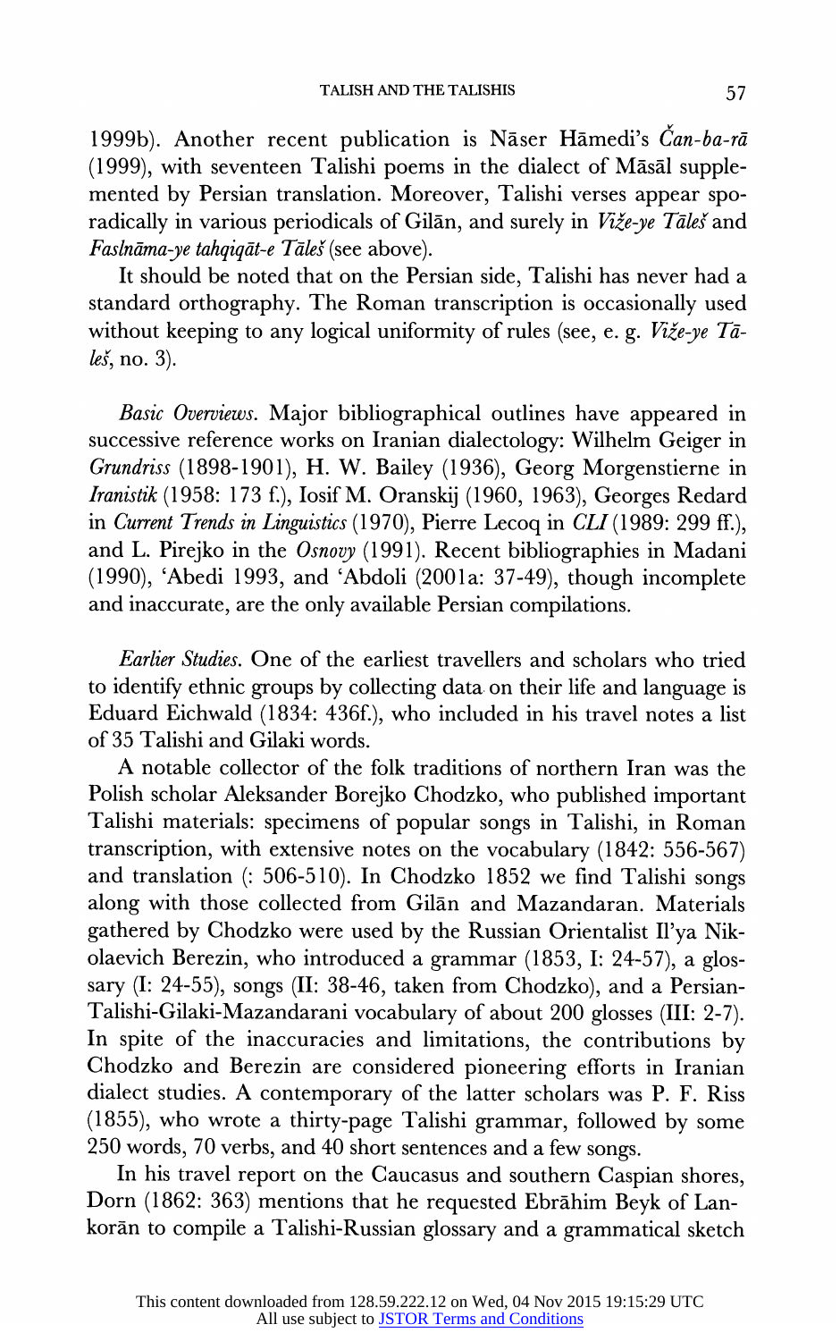1999b). Another recent publication is Nāser Hāmedi's *Čan-ba-rā* (1999), with seventeen Talishi poems in the dialect of Māsāl supplemented by Persian translation. Moreover, Talishi verses appear sporadically in various periodicals of Gilān, and surely in *Viže-ye Tāleš* and *Faslnāma-ye tahqiqāt-e Tāleš* (see above).

It should be noted that on the Persian side, Talishi has never had a standard orthography. The Roman transcription is occasionally used without keeping to any logical uniformity of rules (see, e. g. *Viže-ye Tāleš*, no. 3).

*Basic Overviews.* Major bibliographical outlines have appeared in successive reference works on Iranian dialectology: Wilhelm Geiger in *Grundriss* (1898-1901), H. W. Bailey (1936), Georg Morgenstierne in *Iranistik* (1958: 173 f.), Iosif M. Oranskij (1960, 1963), Georges Redard in *Current Trends in Linguistics* (1970), Pierre Lecoq in *CLI* (1989: 299 ff.), and L. Pirejko in the *Osnovy* (1991). Recent bibliographies in Madani (1990), 'Abedi 1993, and 'Abdoli (2001a: 37-49), though incomplete and inaccurate, are the only available Persian compilations.

*Earlier Studies.* One of the earliest travellers and scholars who tried to identify ethnic groups by collecting data on their life and language is Eduard Eichwald (1834: 436f.), who included in his travel notes a list of 35 Talishi and Gilaki words.

A notable collector of the folk traditions of northern Iran was the Polish scholar Aleksander Borejko Chodzko, who published important Talishi materials: specimens of popular songs in Talishi, in Roman transcription, with extensive notes on the vocabulary (1842: 556-567) and translation (: 506-510). In Chodzko 1852 we find Talishi songs along with those collected from Gilān and Mazandaran. Materials gathered by Chodzko were used by the Russian Orientalist Il'ya Nikolaevich Berezin, who introduced a grammar (1853, I: 24-57), a glossary (I: 24-55), songs (II: 38-46, taken from Chodzko), and a Persian-Talishi-Gilaki-Mazandarani vocabulary of about 200 glosses (III: 2-7). In spite of the inaccuracies and limitations, the contributions by Chodzko and Berezin are considered pioneering efforts in Iranian dialect studies. A contemporary of the latter scholars was P. F. Riss (1855), who wrote a thirty-page Talishi grammar, followed by some 250 words, 70 verbs, and 40 short sentences and a few songs.

In his travel report on the Caucasus and southern Caspian shores, Dorn (1862: 363) mentions that he requested Ebrāhim Beyk of Lankorān to compile a Talishi-Russian glossary and a grammatical sketch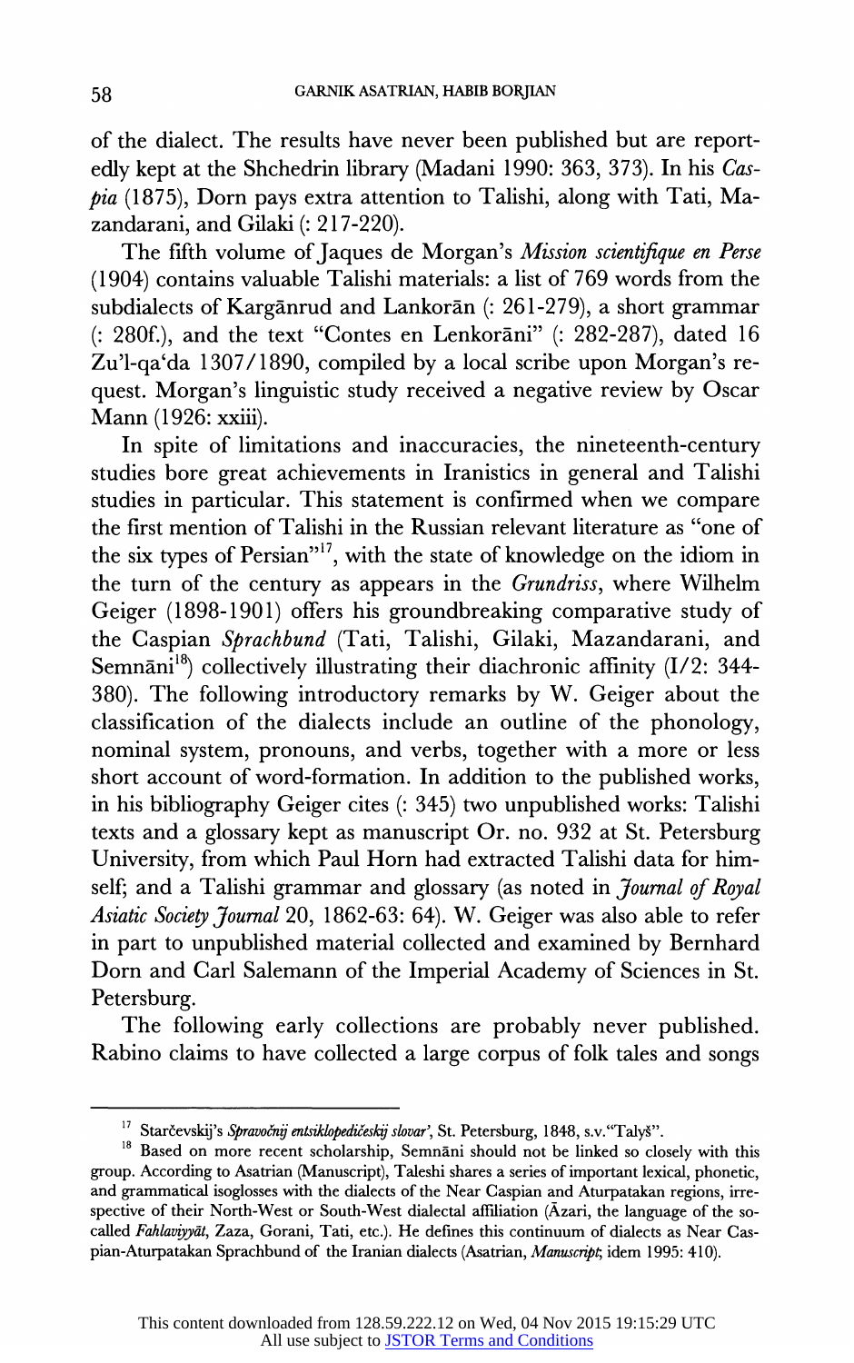of the dialect. The results have never been published but are reportedly kept at the Shchedrin library (Madani 1990: 363, 373). In his *Caspia* (1875), Dorn pays extra attention to Talishi, along with Tati, Mazandarani, and Gilaki (: 217-220).

The fifth volume of Jaques de Morgan's *Mission scientifique en Perse* (1904) contains valuable Talishi materials: a list of 769 words from the subdialects of Kargānrud and Lankorān (: 261-279), a short grammar (: 280f.), and the text "Contes en Lenkorāni" (: 282-287), dated 16 Zu'l-qa'da 1307/1890, compiled by a local scribe upon Morgan's request. Morgan's linguistic study received a negative review by Oscar Mann (1926: xxiii).

In spite of limitations and inaccuracies, the nineteenth-century studies bore great achievements in Iranistics in general and Talishi studies in particular. This statement is confirmed when we compare the first mention of Talishi in the Russian relevant literature as "one of the six types of Persian"[17], with the state of knowledge on the idiom in the turn of the century as appears in the *Grundriss*, where Wilhelm Geiger (1898-1901) offers his groundbreaking comparative study of the Caspian *Sprachbund* (Tati, Talishi, Gilaki, Mazandarani, and Semnāni[18]) collectively illustrating their diachronic affinity (I/2: 344-380). The following introductory remarks by W. Geiger about the classification of the dialects include an outline of the phonology, nominal system, pronouns, and verbs, together with a more or less short account of word-formation. In addition to the published works, in his bibliography Geiger cites (: 345) two unpublished works: Talishi texts and a glossary kept as manuscript Or. no. 932 at St. Petersburg University, from which Paul Horn had extracted Talishi data for himself; and a Talishi grammar and glossary (as noted in *Journal of Royal Asiatic Society Journal* 20, 1862-63: 64). W. Geiger was also able to refer in part to unpublished material collected and examined by Bernhard Dorn and Carl Salemann of the Imperial Academy of Sciences in St. Petersburg.

The following early collections are probably never published. Rabino claims to have collected a large corpus of folk tales and songs

---

[17] Starčevskij's *Spravočnij entsiklopedičeskij slovar'*, St. Petersburg, 1848, s.v."Talyš".

[18] Based on more recent scholarship, Semnāni should not be linked so closely with this group. According to Asatrian (Manuscript), Taleshi shares a series of important lexical, phonetic, and grammatical isoglosses with the dialects of the Near Caspian and Aturpatakan regions, irrespective of their North-West or South-West dialectal affiliation (Āzari, the language of the so-called *Fahlaviyyāt*, Zaza, Gorani, Tati, etc.). He defines this continuum of dialects as Near Caspian-Aturpatakan Sprachbund of the Iranian dialects (Asatrian, *Manuscript*; idem 1995: 410).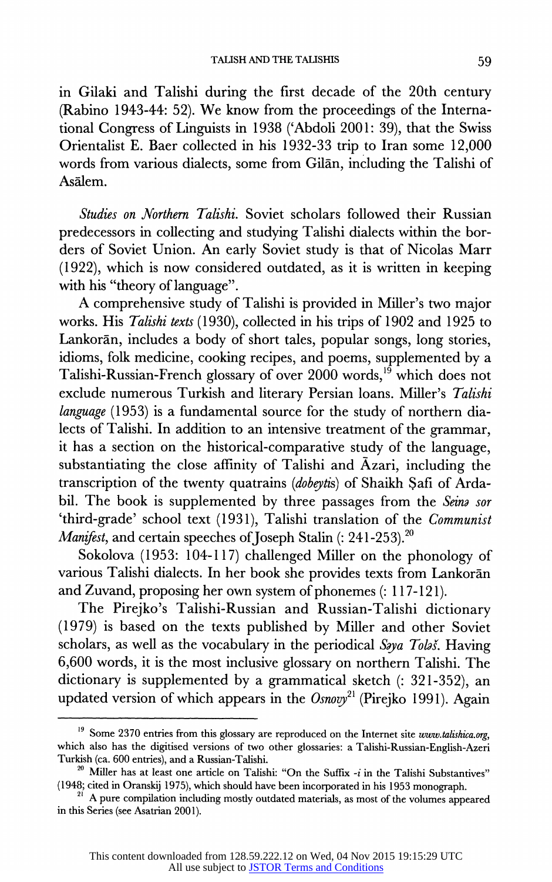in Gilaki and Talishi during the first decade of the 20th century (Rabino 1943-44: 52). We know from the proceedings of the International Congress of Linguists in 1938 ('Abdoli 2001: 39), that the Swiss Orientalist E. Baer collected in his 1932-33 trip to Iran some 12,000 words from various dialects, some from Gilān, including the Talishi of Asālem.

*Studies on Northern Talishi.* Soviet scholars followed their Russian predecessors in collecting and studying Talishi dialects within the borders of Soviet Union. An early Soviet study is that of Nicolas Marr (1922), which is now considered outdated, as it is written in keeping with his "theory of language".

A comprehensive study of Talishi is provided in Miller's two major works. His *Talishi texts* (1930), collected in his trips of 1902 and 1925 to Lankorān, includes a body of short tales, popular songs, long stories, idioms, folk medicine, cooking recipes, and poems, supplemented by a Talishi-Russian-French glossary of over 2000 words,[19] which does not exclude numerous Turkish and literary Persian loans. Miller's *Talishi language* (1953) is a fundamental source for the study of northern dialects of Talishi. In addition to an intensive treatment of the grammar, it has a section on the historical-comparative study of the language, substantiating the close affinity of Talishi and Āzari, including the transcription of the twenty quatrains (*dobeytis*) of Shaikh Ṣafi of Ardabil. The book is supplemented by three passages from the *Seinə sor* 'third-grade' school text (1931), Talishi translation of the *Communist Manifest*, and certain speeches of Joseph Stalin (: 241-253).[20]

Sokolova (1953: 104-117) challenged Miller on the phonology of various Talishi dialects. In her book she provides texts from Lankorān and Zuvand, proposing her own system of phonemes (: 117-121).

The Pirejko's Talishi-Russian and Russian-Talishi dictionary (1979) is based on the texts published by Miller and other Soviet scholars, as well as the vocabulary in the periodical *Səya Toləš*. Having 6,600 words, it is the most inclusive glossary on northern Talishi. The dictionary is supplemented by a grammatical sketch (: 321-352), an updated version of which appears in the *Osnovy*[21] (Pirejko 1991). Again

---

[19] Some 2370 entries from this glossary are reproduced on the Internet site *www.talishica.org*, which also has the digitised versions of two other glossaries: a Talishi-Russian-English-Azeri Turkish (ca. 600 entries), and a Russian-Talishi.

[20] Miller has at least one article on Talishi: "On the Suffix -*i* in the Talishi Substantives" (1948; cited in Oranskij 1975), which should have been incorporated in his 1953 monograph.

[21] A pure compilation including mostly outdated materials, as most of the volumes appeared in this Series (see Asatrian 2001).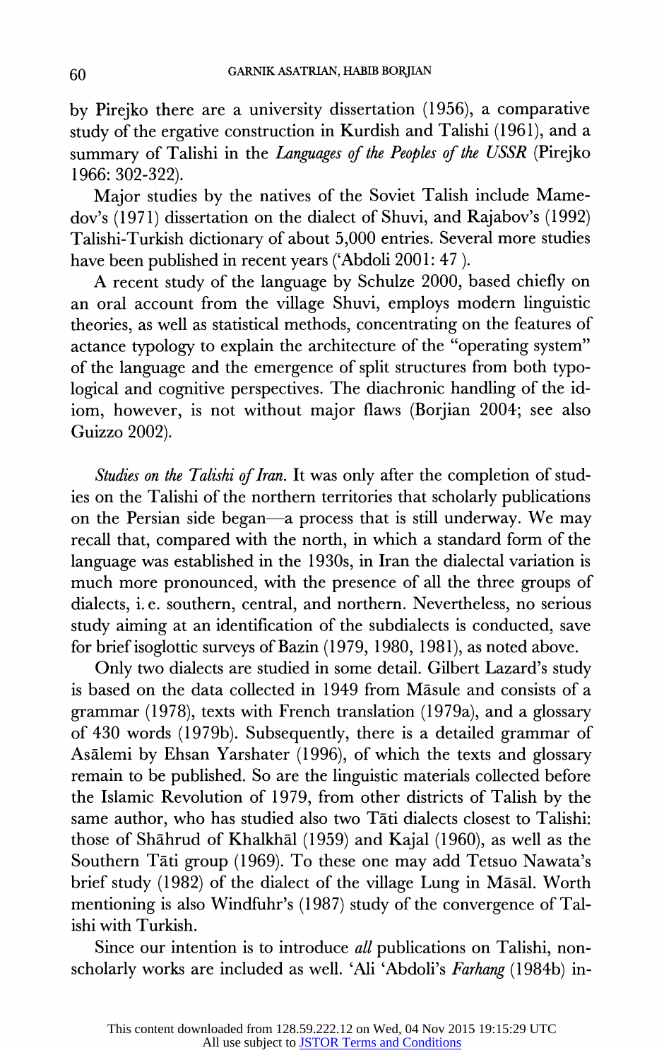by Pirejko there are a university dissertation (1956), a comparative study of the ergative construction in Kurdish and Talishi (1961), and a summary of Talishi in the *Languages of the Peoples of the USSR* (Pirejko 1966: 302-322).

Major studies by the natives of the Soviet Talish include Mamedov's (1971) dissertation on the dialect of Shuvi, and Rajabov's (1992) Talishi-Turkish dictionary of about 5,000 entries. Several more studies have been published in recent years ('Abdoli 2001: 47 ).

A recent study of the language by Schulze 2000, based chiefly on an oral account from the village Shuvi, employs modern linguistic theories, as well as statistical methods, concentrating on the features of actance typology to explain the architecture of the "operating system" of the language and the emergence of split structures from both typological and cognitive perspectives. The diachronic handling of the idiom, however, is not without major flaws (Borjian 2004; see also Guizzo 2002).

*Studies on the Talishi of Iran.* It was only after the completion of studies on the Talishi of the northern territories that scholarly publications on the Persian side began—a process that is still underway. We may recall that, compared with the north, in which a standard form of the language was established in the 1930s, in Iran the dialectal variation is much more pronounced, with the presence of all the three groups of dialects, i. e. southern, central, and northern. Nevertheless, no serious study aiming at an identification of the subdialects is conducted, save for brief isoglottic surveys of Bazin (1979, 1980, 1981), as noted above.

Only two dialects are studied in some detail. Gilbert Lazard's study is based on the data collected in 1949 from Māsule and consists of a grammar (1978), texts with French translation (1979a), and a glossary of 430 words (1979b). Subsequently, there is a detailed grammar of Asālemi by Ehsan Yarshater (1996), of which the texts and glossary remain to be published. So are the linguistic materials collected before the Islamic Revolution of 1979, from other districts of Talish by the same author, who has studied also two Tāti dialects closest to Talishi: those of Shāhrud of Khalkhāl (1959) and Kajal (1960), as well as the Southern Tāti group (1969). To these one may add Tetsuo Nawata's brief study (1982) of the dialect of the village Lung in Māsāl. Worth mentioning is also Windfuhr's (1987) study of the convergence of Talishi with Turkish.

Since our intention is to introduce *all* publications on Talishi, nonscholarly works are included as well. 'Ali 'Abdoli's *Farhang* (1984b) in-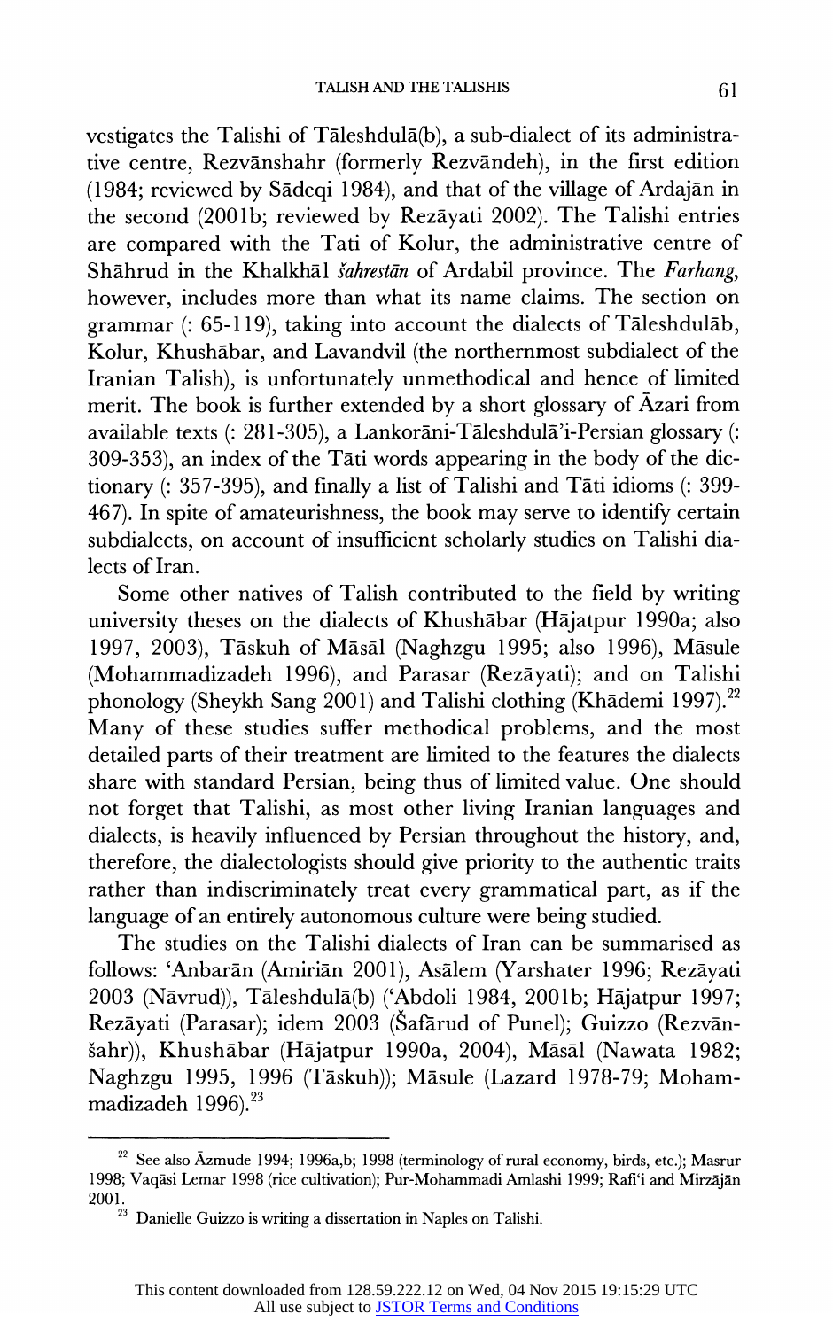vestigates the Talishi of Tāleshdulā(b), a sub-dialect of its administrative centre, Rezvānshahr (formerly Rezvāndeh), in the first edition (1984; reviewed by Sādeqi 1984), and that of the village of Ardajān in the second (2001b; reviewed by Rezāyati 2002). The Talishi entries are compared with the Tati of Kolur, the administrative centre of Shāhrud in the Khalkhāl *šahrestān* of Ardabil province. The *Farhang*, however, includes more than what its name claims. The section on grammar (: 65-119), taking into account the dialects of Tāleshdulāb, Kolur, Khushābar, and Lavandvil (the northernmost subdialect of the Iranian Talish), is unfortunately unmethodical and hence of limited merit. The book is further extended by a short glossary of Āzari from available texts (: 281-305), a Lankorāni-Tāleshdulā'i-Persian glossary (: 309-353), an index of the Tāti words appearing in the body of the dictionary (: 357-395), and finally a list of Talishi and Tāti idioms (: 399-467). In spite of amateurishness, the book may serve to identify certain subdialects, on account of insufficient scholarly studies on Talishi dialects of Iran.

Some other natives of Talish contributed to the field by writing university theses on the dialects of Khushābar (Hājatpur 1990a; also 1997, 2003), Tāskuh of Māsāl (Naghzgu 1995; also 1996), Māsule (Mohammadizadeh 1996), and Parasar (Rezāyati); and on Talishi phonology (Sheykh Sang 2001) and Talishi clothing (Khādemi 1997).[22] Many of these studies suffer methodical problems, and the most detailed parts of their treatment are limited to the features the dialects share with standard Persian, being thus of limited value. One should not forget that Talishi, as most other living Iranian languages and dialects, is heavily influenced by Persian throughout the history, and, therefore, the dialectologists should give priority to the authentic traits rather than indiscriminately treat every grammatical part, as if the language of an entirely autonomous culture were being studied.

The studies on the Talishi dialects of Iran can be summarised as follows: 'Anbarān (Amiriān 2001), Asālem (Yarshater 1996; Rezāyati 2003 (Nāvrud)), Tāleshdulā(b) ('Abdoli 1984, 2001b; Hājatpur 1997; Rezāyati (Parasar); idem 2003 (Šafārud of Punel); Guizzo (Rezvānšahr)), Khushābar (Hājatpur 1990a, 2004), Māsāl (Nawata 1982; Naghzgu 1995, 1996 (Tāskuh)); Māsule (Lazard 1978-79; Mohammadizadeh 1996).[23]

[22] See also Āzmude 1994; 1996a,b; 1998 (terminology of rural economy, birds, etc.); Masrur 1998; Vaqāsi Lemar 1998 (rice cultivation); Pur-Mohammadi Amlashi 1999; Rafi'i and Mirzājān 2001.

[23] Danielle Guizzo is writing a dissertation in Naples on Talishi.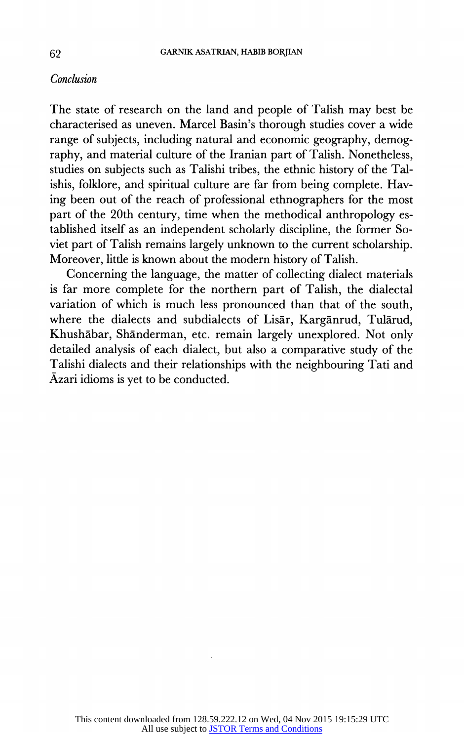*Conclusion*

The state of research on the land and people of Talish may best be characterised as uneven. Marcel Basin's thorough studies cover a wide range of subjects, including natural and economic geography, demography, and material culture of the Iranian part of Talish. Nonetheless, studies on subjects such as Talishi tribes, the ethnic history of the Talishis, folklore, and spiritual culture are far from being complete. Having been out of the reach of professional ethnographers for the most part of the 20th century, time when the methodical anthropology established itself as an independent scholarly discipline, the former Soviet part of Talish remains largely unknown to the current scholarship. Moreover, little is known about the modern history of Talish.

Concerning the language, the matter of collecting dialect materials is far more complete for the northern part of Talish, the dialectal variation of which is much less pronounced than that of the south, where the dialects and subdialects of Lisār, Kargānrud, Tulārud, Khushābar, Shānderman, etc. remain largely unexplored. Not only detailed analysis of each dialect, but also a comparative study of the Talishi dialects and their relationships with the neighbouring Tati and Āzari idioms is yet to be conducted.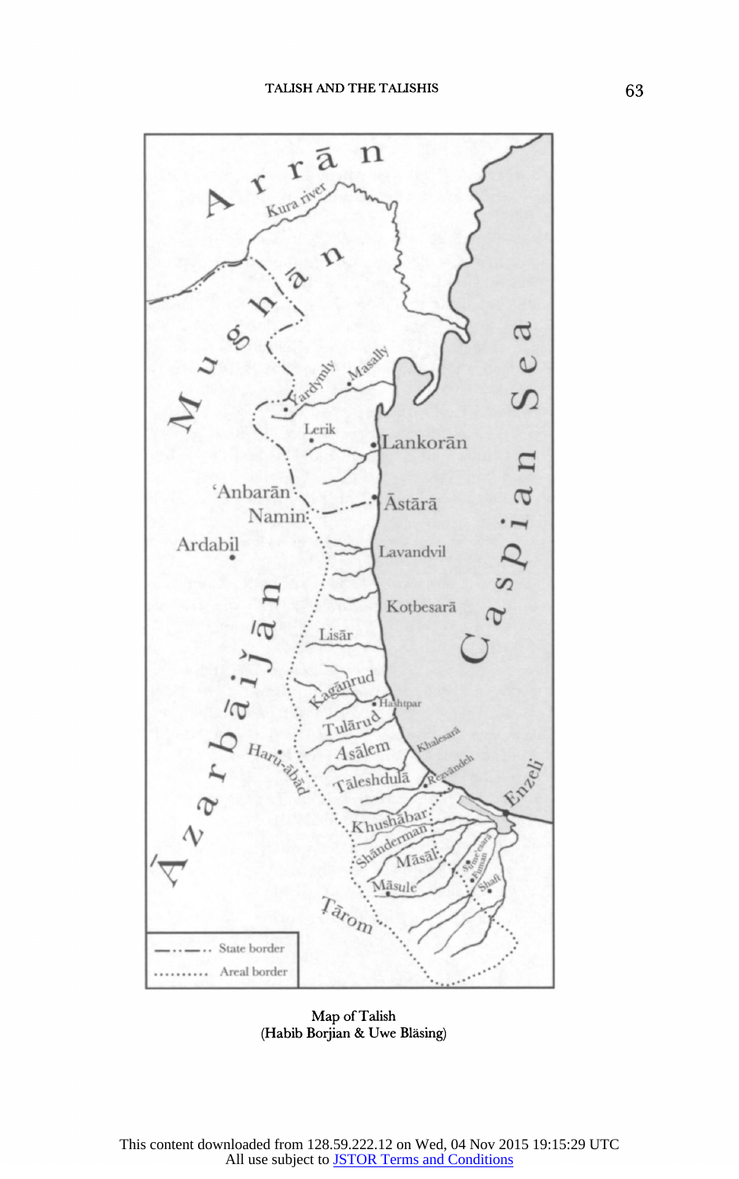Map of Talish
(Habib Borjian & Uwe Bläsing)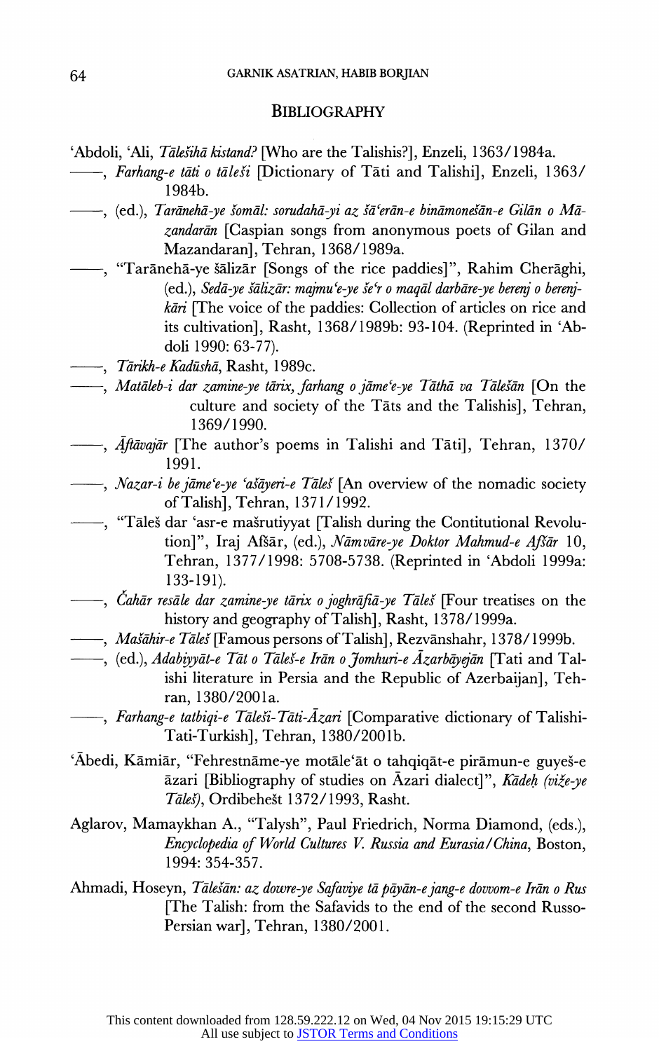## BIBLIOGRAPHY

ʿAbdoli, ʿAli, *Tālešihā kistand?* [Who are the Talishis?], Enzeli, 1363/1984a.

——, *Farhang-e tāti o tāleši* [Dictionary of Tāti and Talishi], Enzeli, 1363/1984b.

——, (ed.), *Tarānehā-ye šomāl: sorudahā-yi az šāʿerān-e bināmonešān-e Gilān o Māzandarān* [Caspian songs from anonymous poets of Gilan and Mazandaran], Tehran, 1368/1989a.

——, "Tarānehā-ye šālizār [Songs of the rice paddies]", Rahim Cherāghi, (ed.), *Sedā-ye šālizār: majmuʿe-ye šeʿr o maqāl darbāre-ye berenj o berenjkāri* [The voice of the paddies: Collection of articles on rice and its cultivation], Rasht, 1368/1989b: 93-104. (Reprinted in ʿAbdoli 1990: 63-77).

——, *Tārikh-e Kadūshā*, Rasht, 1989c.

——, *Matāleb-i dar zamine-ye tārix, farhang o jāmeʿe-ye Tāthā va Tālešān* [On the culture and society of the Tāts and the Talishis], Tehran, 1369/1990.

——, *Āftāvajār* [The author's poems in Talishi and Tāti], Tehran, 1370/1991.

——, *Nazar-i be jāmeʿe-ye ʿašāyeri-e Tāleš* [An overview of the nomadic society of Talish], Tehran, 1371/1992.

——, "Tāleš dar ʿasr-e mašrutiyyat [Talish during the Contitutional Revolution]", Iraj Afšār, (ed.), *Nāmvāre-ye Doktor Mahmud-e Afšār* 10, Tehran, 1377/1998: 5708-5738. (Reprinted in ʿAbdoli 1999a: 133-191).

——, *Čahār resāle dar zamine-ye tārix o joghrāfiā-ye Tāleš* [Four treatises on the history and geography of Talish], Rasht, 1378/1999a.

——, *Mašāhir-e Tāleš* [Famous persons of Talish], Rezvānshahr, 1378/1999b.

——, (ed.), *Adabiyyāt-e Tāt o Tāleš-e Irān o Jomhuri-e Āzarbāyejān* [Tati and Talishi literature in Persia and the Republic of Azerbaijan], Tehran, 1380/2001a.

——, *Farhang-e tatbiqi-e Tāleši-Tāti-Āzari* [Comparative dictionary of Talishi-Tati-Turkish], Tehran, 1380/2001b.

ʿĀbedi, Kāmiār, "Fehrestnāme-ye motāleʿāt o tahqiqāt-e pirāmun-e guyeš-e āzari [Bibliography of studies on Āzari dialect]", *Kādeḥ (viže-ye Tāleš)*, Ordibehešt 1372/1993, Rasht.

Aglarov, Mamaykhan A., "Talysh", Paul Friedrich, Norma Diamond, (eds.), *Encyclopedia of World Cultures V. Russia and Eurasia/China*, Boston, 1994: 354-357.

Ahmadi, Hoseyn, *Tālešān: az dowre-ye Safaviye tā pāyān-e jang-e dovvom-e Irān o Rus* [The Talish: from the Safavids to the end of the second Russo-Persian war], Tehran, 1380/2001.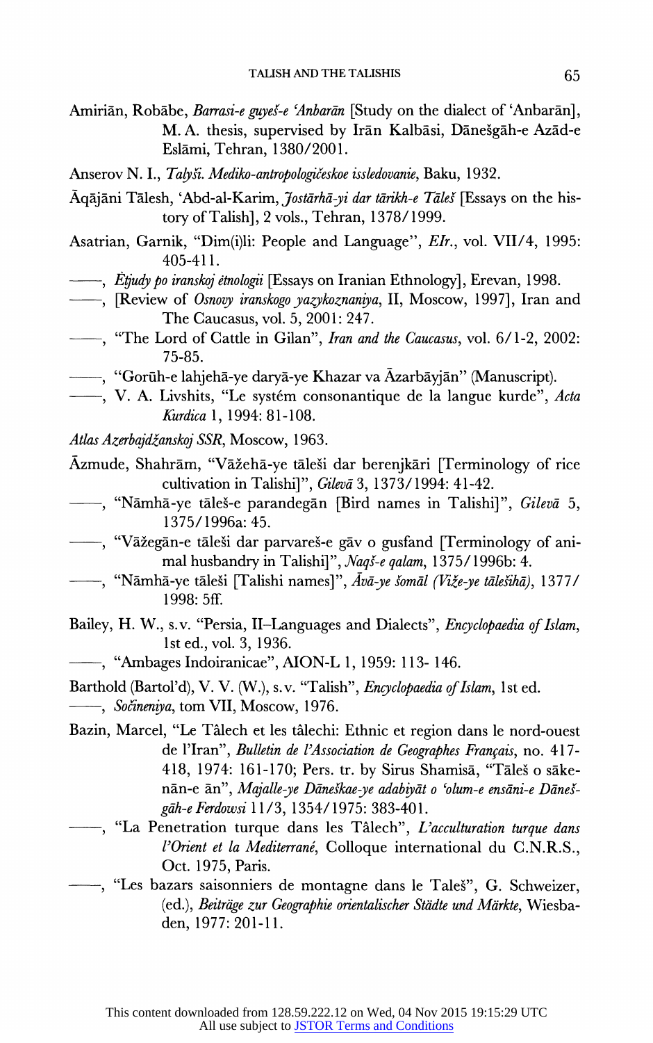Amiriān, Robābe, *Barrasi-e guyeš-e 'Anbarān* [Study on the dialect of 'Anbarān], M. A. thesis, supervised by Irān Kalbāsi, Dānešgāh-e Azād-e Eslāmi, Tehran, 1380/2001.

Anserov N. I., *Talyši. Mediko-antropologičeskoe issledovanie*, Baku, 1932.

Āqājāni Tālesh, 'Abd-al-Karim, *Jostārhā-yi dar tārikh-e Tāleš* [Essays on the history of Talish], 2 vols., Tehran, 1378/1999.

Asatrian, Garnik, "Dim(i)li: People and Language", *EIr.*, vol. VII/4, 1995: 405-411.

——, *Ėtjudy po iranskoj ėtnologii* [Essays on Iranian Ethnology], Erevan, 1998.

——, [Review of *Osnovy iranskogo yazykoznaniya*, II, Moscow, 1997], Iran and The Caucasus, vol. 5, 2001: 247.

——, "The Lord of Cattle in Gilan", *Iran and the Caucasus*, vol. 6/1-2, 2002: 75-85.

——, "Gorūh-e lahjehā-ye daryā-ye Khazar va Āzarbāyjān" (Manuscript).

——, V. A. Livshits, "Le systém consonantique de la langue kurde", *Acta Kurdica* 1, 1994: 81-108.

*Atlas Azerbajdžanskoj SSR*, Moscow, 1963.

Āzmude, Shahrām, "Vāžehā-ye tāleši dar berenjkāri [Terminology of rice cultivation in Talishi]", *Gilevā* 3, 1373/1994: 41-42.

——, "Nāmhā-ye tāleš-e parandegān [Bird names in Talishi]", *Gilevā* 5, 1375/1996a: 45.

——, "Vāžegān-e tāleši dar parvareš-e gāv o gusfand [Terminology of animal husbandry in Talishi]", *Naqš-e qalam*, 1375/1996b: 4.

——, "Nāmhā-ye tāleši [Talishi names]", *Āvā-ye šomāl (Viže-ye tālešihā)*, 1377/1998: 5ff.

Bailey, H. W., s.v. "Persia, II–Languages and Dialects", *Encyclopaedia of Islam*, 1st ed., vol. 3, 1936.

——, "Ambages Indoiranicae", AION-L 1, 1959: 113- 146.

Barthold (Bartol'd), V. V. (W.), s.v. "Talish", *Encyclopaedia of Islam*, 1st ed.

——, *Sočineniya*, tom VII, Moscow, 1976.

Bazin, Marcel, "Le Tâlech et les tâlechi: Ethnic et region dans le nord-ouest de l'Iran", *Bulletin de l'Association de Geographes Français*, no. 417-418, 1974: 161-170; Pers. tr. by Sirus Shamisā, "Tāleš o sākenān-e ān", *Majalle-ye Dāneškae-ye adabiyāt o 'olum-e ensāni-e Dānešgāh-e Ferdowsi* 11/3, 1354/1975: 383-401.

——, "La Penetration turque dans les Tâlech", *L'acculturation turque dans l'Orient et la Mediterrané*, Colloque international du C.N.R.S., Oct. 1975, Paris.

——, "Les bazars saisonniers de montagne dans le Taleš", G. Schweizer, (ed.), *Beiträge zur Geographie orientalischer Städte und Märkte*, Wiesbaden, 1977: 201-11.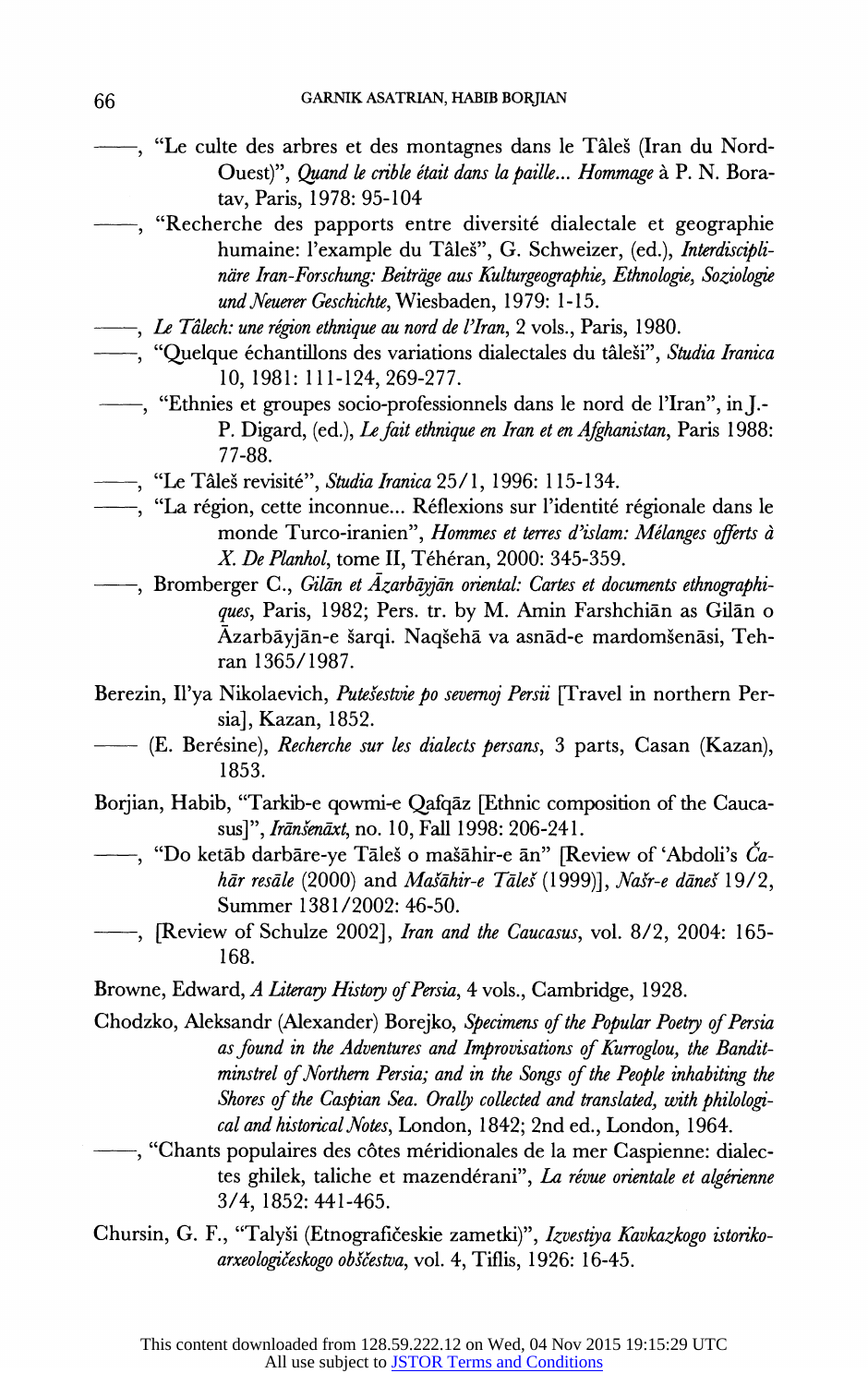——, "Le culte des arbres et des montagnes dans le Tâleš (Iran du Nord-Ouest)", *Quand le crible était dans la paille... Hommage* à P. N. Boratav, Paris, 1978: 95-104

——, "Recherche des papports entre diversité dialectale et geographie humaine: l'example du Tâleš", G. Schweizer, (ed.), *Interdisziplinäre Iran-Forschung: Beiträge aus Kulturgeographie, Ethnologie, Soziologie und Neuerer Geschichte*, Wiesbaden, 1979: 1-15.

——, *Le Tâlech: une région ethnique au nord de l'Iran*, 2 vols., Paris, 1980.

——, "Quelque échantillons des variations dialectales du tâleši", *Studia Iranica* 10, 1981: 111-124, 269-277.

——, "Ethnies et groupes socio-professionnels dans le nord de l'Iran", in J.-P. Digard, (ed.), *Le fait ethnique en Iran et en Afghanistan*, Paris 1988: 77-88.

——, "Le Tâleš revisité", *Studia Iranica* 25/1, 1996: 115-134.

——, "La région, cette inconnue... Réflexions sur l'identité régionale dans le monde Turco-iranien", *Hommes et terres d'islam: Mélanges offerts à X. De Planhol*, tome II, Téhéran, 2000: 345-359.

——, Bromberger C., *Gilān et Āzarbāyjān oriental: Cartes et documents ethnographiques*, Paris, 1982; Pers. tr. by M. Amin Farshchiān as Gilān o Āzarbāyjān-e šarqi. Naqšehā va asnād-e mardomšenāsi, Tehran 1365/1987.

Berezin, Il'ya Nikolaevich, *Putešestvie po severnoj Persii* [Travel in northern Persia], Kazan, 1852.

—— (E. Berésine), *Recherche sur les dialects persans*, 3 parts, Casan (Kazan), 1853.

Borjian, Habib, "Tarkib-e qowmi-e Qafqāz [Ethnic composition of the Caucasus]", *Irānšenāxt*, no. 10, Fall 1998: 206-241.

——, "Do ketāb darbāre-ye Tāleš o mašāhir-e ān" [Review of 'Abdoli's *Čahār resāle* (2000) and *Mašāhir-e Tāleš* (1999)], *Našr-e dāneš* 19/2, Summer 1381/2002: 46-50.

——, [Review of Schulze 2002], *Iran and the Caucasus*, vol. 8/2, 2004: 165-168.

Browne, Edward, *A Literary History of Persia*, 4 vols., Cambridge, 1928.

Chodzko, Aleksandr (Alexander) Borejko, *Specimens of the Popular Poetry of Persia as found in the Adventures and Improvisations of Kurroglou, the Bandit-minstrel of Northern Persia; and in the Songs of the People inhabiting the Shores of the Caspian Sea. Orally collected and translated, with philological and historical Notes*, London, 1842; 2nd ed., London, 1964.

——, "Chants populaires des côtes méridionales de la mer Caspienne: dialectes ghilek, taliche et mazendérani", *La révue orientale et algérienne* 3/4, 1852: 441-465.

Chursin, G. F., "Talyši (Etnografičeskie zametki)", *Izvestiya Kavkazkogo istoriko-arxeologičeskogo obščestva*, vol. 4, Tiflis, 1926: 16-45.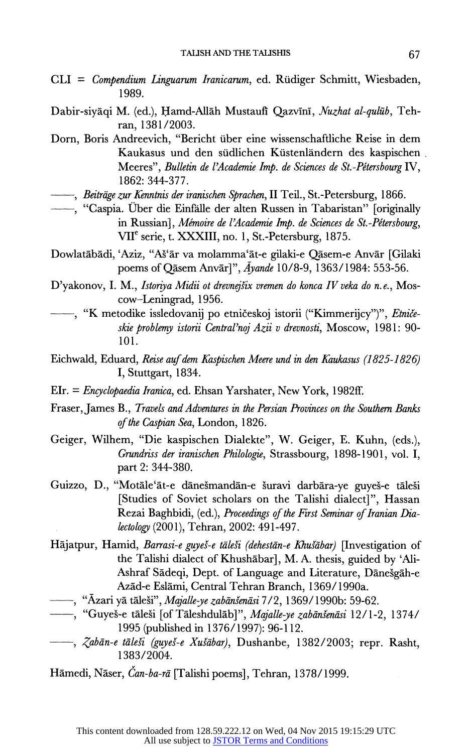CLI = *Compendium Linguarum Iranicarum*, ed. Rüdiger Schmitt, Wiesbaden, 1989.

Dabir-siyāqi M. (ed.), Ḥamd-Allāh Mustaufī Qazvīnī, *Nuzhat al-qulūb*, Tehran, 1381/2003.

Dorn, Boris Andreevich, "Bericht über eine wissenschaftliche Reise in dem Kaukasus und den südlichen Küstenländern des kaspischen Meeres", *Bulletin de l'Academie Imp. de Sciences de St.-Pétersbourg* IV, 1862: 344-377.

——, *Beiträge zur Kenntnis der iranischen Sprachen*, II Teil., St.-Petersburg, 1866.

——, "Caspia. Über die Einfälle der alten Russen in Tabaristan" [originally in Russian], *Mémoire de l'Academie Imp. de Sciences de St.-Pétersbourg*, VII[e] serie, t. XXXIII, no. 1, St.-Petersburg, 1875.

Dowlatābādi, 'Aziz, "Aš'ār va molamma'āt-e gilaki-e Qāsem-e Anvār [Gilaki poems of Qāsem Anvār]", *Āyande* 10/8-9, 1363/1984: 553-56.

D'yakonov, I. M., *Istoriya Midii ot drevnejšix vremen do konca IV veka do n.e.*, Moscow–Leningrad, 1956.

——, "K metodike issledovanij po etničeskoj istorii ("Kimmerijcy")", *Etničeskie problemy istorii Central'noj Azii v drevnosti*, Moscow, 1981: 90-101.

Eichwald, Eduard, *Reise auf dem Kaspischen Meere und in den Kaukasus (1825-1826)* I, Stuttgart, 1834.

EIr. = *Encyclopaedia Iranica*, ed. Ehsan Yarshater, New York, 1982ff.

Fraser, James B., *Travels and Adventures in the Persian Provinces on the Southern Banks of the Caspian Sea*, London, 1826.

Geiger, Wilhem, "Die kaspischen Dialekte", W. Geiger, E. Kuhn, (eds.), *Grundriss der iranischen Philologie*, Strassbourg, 1898-1901, vol. I, part 2: 344-380.

Guizzo, D., "Motāle'āt-e dānešmandān-e šuravi darbāra-ye guyeš-e tāleši [Studies of Soviet scholars on the Talishi dialect]", Hassan Rezai Baghbidi, (ed.), *Proceedings of the First Seminar of Iranian Dialectology* (2001), Tehran, 2002: 491-497.

Hājatpur, Hamid, *Barrasi-e guyeš-e tāleši (dehestān-e Khušābar)* [Investigation of the Talishi dialect of Khushābar], M. A. thesis, guided by 'Ali-Ashraf Sādeqi, Dept. of Language and Literature, Dānešgāh-e Azād-e Eslāmi, Central Tehran Branch, 1369/1990a.

——, "Āzari yā tāleši", *Majalle-ye zabānšenāsi* 7/2, 1369/1990b: 59-62.

——, "Guyeš-e tāleši [of Tāleshdulāb]", *Majalle-ye zabānšenāsi* 12/1-2, 1374/1995 (published in 1376/1997): 96-112.

——, *Zabān-e tāleši (guyeš-e Xušābar)*, Dushanbe, 1382/2003; repr. Rasht, 1383/2004.

Hāmedi, Nāser, *Čan-ba-rā* [Talishi poems], Tehran, 1378/1999.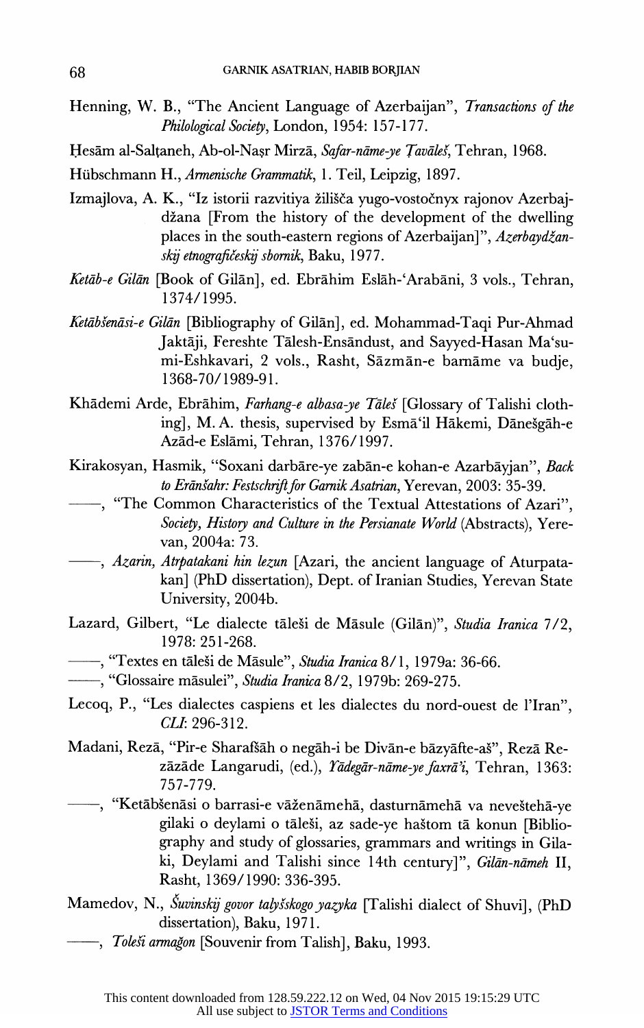Henning, W. B., "The Ancient Language of Azerbaijan", *Transactions of the Philological Society*, London, 1954: 157-177.

Ḥesām al-Salṭaneh, Ab-ol-Naṣr Mirzā, *Safar-nāme-ye Ṭavāleš*, Tehran, 1968.

Hübschmann H., *Armenische Grammatik*, 1. Teil, Leipzig, 1897.

Izmajlova, A. K., "Iz istorii razvitiya žilišča yugo-vostočnyx rajonov Azerbajdžana [From the history of the development of the dwelling places in the south-eastern regions of Azerbaijan]", *Azerbaydžanskij etnografičeskij sbornik*, Baku, 1977.

*Ketāb-e Gilān* [Book of Gilān], ed. Ebrāhim Eslāh-'Arabāni, 3 vols., Tehran, 1374/1995.

*Ketābšenāsi-e Gilān* [Bibliography of Gilān], ed. Mohammad-Taqi Pur-Ahmad Jaktāji, Fereshte Tālesh-Ensāndust, and Sayyed-Hasan Ma'sumi-Eshkavari, 2 vols., Rasht, Sāzmān-e barnāme va budje, 1368-70/1989-91.

Khādemi Arde, Ebrāhim, *Farhang-e albasa-ye Tāleš* [Glossary of Talishi clothing], M. A. thesis, supervised by Esmā'il Hākemi, Dānešgāh-e Azād-e Eslāmi, Tehran, 1376/1997.

Kirakosyan, Hasmik, "Soxani darbāre-ye zabān-e kohan-e Azarbāyjan", *Back to Erānšahr: Festschrift for Garnik Asatrian*, Yerevan, 2003: 35-39.

——, "The Common Characteristics of the Textual Attestations of Azari", *Society, History and Culture in the Persianate World* (Abstracts), Yerevan, 2004a: 73.

——, *Azarin, Atrpatakani hin lezun* [Azari, the ancient language of Aturpatakan] (PhD dissertation), Dept. of Iranian Studies, Yerevan State University, 2004b.

Lazard, Gilbert, "Le dialecte tāleši de Māsule (Gilān)", *Studia Iranica* 7/2, 1978: 251-268.

——, "Textes en tāleši de Māsule", *Studia Iranica* 8/1, 1979a: 36-66.

——, "Glossaire māsulei", *Studia Iranica* 8/2, 1979b: 269-275.

Lecoq, P., "Les dialectes caspiens et les dialectes du nord-ouest de l'Iran", *CLI*: 296-312.

Madani, Rezā, "Pir-e Sharafšāh o negāh-i be Divān-e bāzyāfte-aš", Rezā Rezāzāde Langarudi, (ed.), *Yādegār-nāme-ye faxrā'i*, Tehran, 1363: 757-779.

——, "Ketābšenāsi o barrasi-e vāženāmehā, dasturnāmehā va neveštehā-ye gilaki o deylami o tāleši, az sade-ye haštom tā konun [Bibliography and study of glossaries, grammars and writings in Gilaki, Deylami and Talishi since 14th century]", *Gilān-nāmeh* II, Rasht, 1369/1990: 336-395.

Mamedov, N., *Šuvinskij govor talyšskogo yazyka* [Talishi dialect of Shuvi], (PhD dissertation), Baku, 1971.

——, *Toleši armağon* [Souvenir from Talish], Baku, 1993.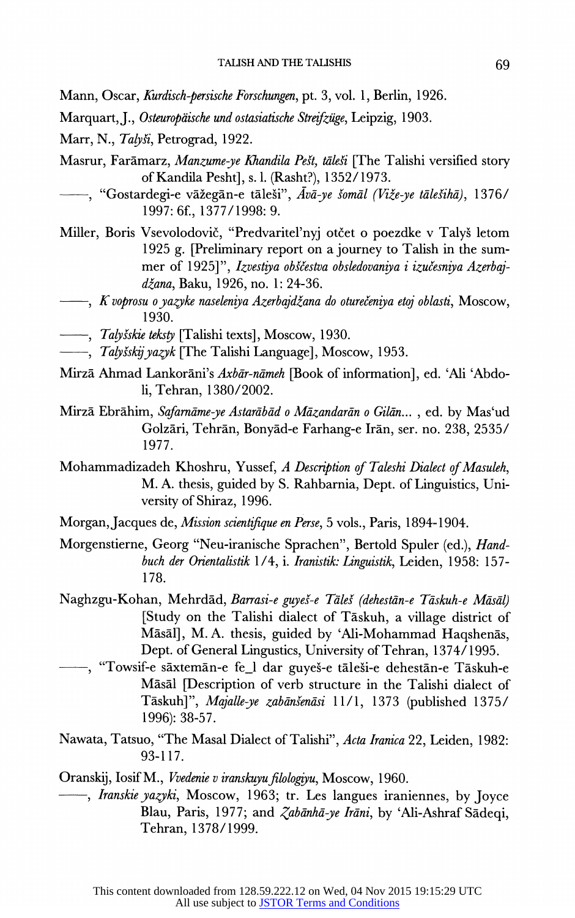Mann, Oscar, *Kurdisch-persische Forschungen*, pt. 3, vol. 1, Berlin, 1926.

Marquart, J., *Osteuropäische und ostasiatische Streifzüge*, Leipzig, 1903.

Marr, N., *Talyši*, Petrograd, 1922.

Masrur, Farāmarz, *Manzume-ye Khandila Pešt, tāleši* [The Talishi versified story of Kandila Pesht], s. l. (Rasht?), 1352/1973.

——, "Gostardegi-e vāžegān-e tāleši", *Āvā-ye šomāl (Viže-ye tālešihā)*, 1376/1997: 6f., 1377/1998: 9.

Miller, Boris Vsevolodovič, "Predvaritel'nyj otčet o poezdke v Talyš letom 1925 g. [Preliminary report on a journey to Talish in the summer of 1925]", *Izvestiya obščestva obsledovaniya i izučesniya Azerbajdžana*, Baku, 1926, no. 1: 24-36.

——, *K voprosu o yazyke naseleniya Azerbajdžana do oturečeniya etoj oblasti*, Moscow, 1930.

——, *Talyšskie teksty* [Talishi texts], Moscow, 1930.

——, *Talyšskij yazyk* [The Talishi Language], Moscow, 1953.

Mirzā Ahmad Lankorāni's *Axbār-nāmeh* [Book of information], ed. 'Ali 'Abdoli, Tehran, 1380/2002.

Mirzā Ebrāhim, *Safarnāme-ye Astarābād o Māzandarān o Gilān...* , ed. by Mas'ud Golzāri, Tehrān, Bonyād-e Farhang-e Irān, ser. no. 238, 2535/1977.

Mohammadizadeh Khoshru, Yussef, *A Description of Taleshi Dialect of Masuleh*, M. A. thesis, guided by S. Rahbarnia, Dept. of Linguistics, University of Shiraz, 1996.

Morgan, Jacques de, *Mission scientifique en Perse*, 5 vols., Paris, 1894-1904.

Morgenstierne, Georg "Neu-iranische Sprachen", Bertold Spuler (ed.), *Handbuch der Orientalistik* 1/4, i. *Iranistik: Linguistik*, Leiden, 1958: 157-178.

Naghzgu-Kohan, Mehrdād, *Barrasi-e guyeš-e Tāleš (dehestān-e Tāskuh-e Māsāl)* [Study on the Talishi dialect of Tāskuh, a village district of Māsāl], M. A. thesis, guided by 'Ali-Mohammad Haqshenās, Dept. of General Lingustics, University of Tehran, 1374/1995.

——, "Towsif-e sāxtemān-e fe_l dar guyeš-e tāleši-e dehestān-e Tāskuh-e Māsāl [Description of verb structure in the Talishi dialect of Tāskuh]", *Majalle-ye zabānšenāsi* 11/1, 1373 (published 1375/1996): 38-57.

Nawata, Tatsuo, "The Masal Dialect of Talishi", *Acta Iranica* 22, Leiden, 1982: 93-117.

Oranskij, Iosif M., *Vvedenie v iranskuyu filologiyu*, Moscow, 1960.

——, *Iranskie yazyki*, Moscow, 1963; tr. Les langues iraniennes, by Joyce Blau, Paris, 1977; and *Zabānhā-ye Irāni*, by 'Ali-Ashraf Sādeqi, Tehran, 1378/1999.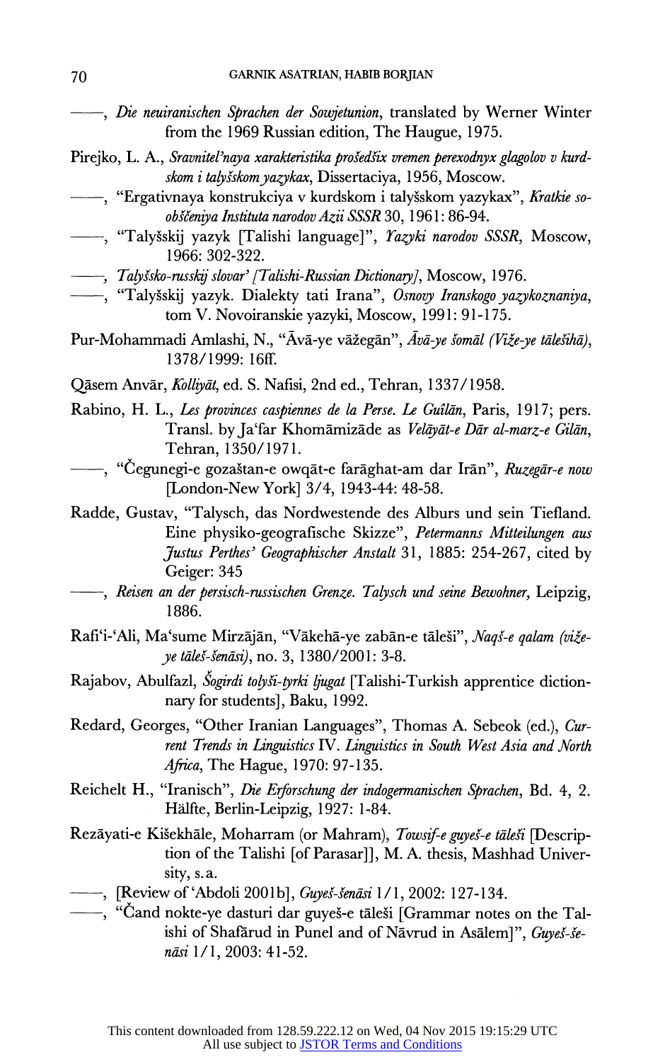——, *Die neuiranischen Sprachen der Sowjetunion*, translated by Werner Winter from the 1969 Russian edition, The Haugue, 1975.

Pirejko, L. A., *Sravnitel'naya xarakteristika prošedšix vremen perexodnyx glagolov v kurdskom i talyšskom yazykax*, Dissertaciya, 1956, Moscow.

——, "Ergativnaya konstrukciya v kurdskom i talyšskom yazykax", *Kratkie soobščeniya Instituta narodov Azii SSSR* 30, 1961: 86-94.

——, "Talyšskij yazyk [Talishi language]", *Yazyki narodov SSSR*, Moscow, 1966: 302-322.

——, *Talyšsko-russkij slovar' [Talishi-Russian Dictionary]*, Moscow, 1976.

——, "Talyšskij yazyk. Dialekty tati Irana", *Osnovy Iranskogo yazykoznaniya*, tom V. Novoiranskie yazyki, Moscow, 1991: 91-175.

Pur-Mohammadi Amlashi, N., "Āvā-ye vāžegān", *Āvā-ye šomāl (Viže-ye tālešihā)*, 1378/1999: 16ff.

Qāsem Anvār, *Kolliyāt*, ed. S. Nafisi, 2nd ed., Tehran, 1337/1958.

Rabino, H. L., *Les provinces caspiennes de la Perse. Le Guîlān*, Paris, 1917; pers. Transl. by Ja'far Khomāmizāde as *Velāyāt-e Dār al-marz-e Gilān*, Tehran, 1350/1971.

——, "Čegunegi-e gozaštan-e owqāt-e farāghat-am dar Irān", *Ruzegār-e now* [London-New York] 3/4, 1943-44: 48-58.

Radde, Gustav, "Talysch, das Nordwestende des Alburs und sein Tiefland. Eine physiko-geografische Skizze", *Petermanns Mitteilungen aus Justus Perthes' Geographischer Anstalt* 31, 1885: 254-267, cited by Geiger: 345

——, *Reisen an der persisch-russischen Grenze. Talysch und seine Bewohner*, Leipzig, 1886.

Rafi'i-'Ali, Ma'sume Mirzājān, "Vākehā-ye zabān-e tāleši", *Naqš-e qalam (viže-ye tāleš-šenāsi)*, no. 3, 1380/2001: 3-8.

Rajabov, Abulfazl, *Šogirdi tolyši-tyrki ljugat* [Talishi-Turkish apprentice dictionary for students], Baku, 1992.

Redard, Georges, "Other Iranian Languages", Thomas A. Sebeok (ed.), *Current Trends in Linguistics* IV. *Linguistics in South West Asia and North Africa*, The Hague, 1970: 97-135.

Reichelt H., "Iranisch", *Die Erforschung der indogermanischen Sprachen*, Bd. 4, 2. Hälfte, Berlin-Leipzig, 1927: 1-84.

Rezāyati-e Kišekhāle, Moharram (or Mahram), *Towsif-e guyeš-e tāleši* [Description of the Talishi [of Parasar]], M. A. thesis, Mashhad University, s.a.

——, [Review of 'Abdoli 2001b], *Guyeš-šenāsi* 1/1, 2002: 127-134.

——, "Čand nokte-ye dasturi dar guyeš-e tāleši [Grammar notes on the Talishi of Shafārud in Punel and of Nāvrud in Asālem]", *Guyeš-šenāsi* 1/1, 2003: 41-52.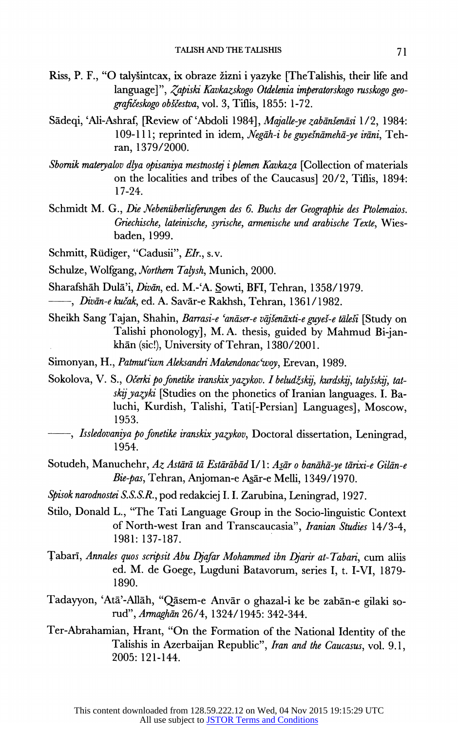Riss, P. F., "O talyšintcax, ix obraze žizni i yazyke [TheTalishis, their life and language]", *Zapiski Kavkazskogo Otdelenia imperatorskogo russkogo geografičeskogo obščestva*, vol. 3, Tiflis, 1855: 1-72.

Sādeqi, ʿAli-Ashraf, [Review of ʿAbdoli 1984], *Majalle-ye zabānšenāsi* 1/2, 1984: 109-111; reprinted in idem, *Negāh-i be guyešnāmehā-ye irāni*, Tehran, 1379/2000.

*Sbornik materyalov dlya opisaniya mestnostej i plemen Kavkaza* [Collection of materials on the localities and tribes of the Caucasus] 20/2, Tiflis, 1894: 17-24.

Schmidt M. G., *Die Nebenüberlieferungen des 6. Buchs der Geographie des Ptolemaios. Griechische, lateinische, syrische, armenische und arabische Texte*, Wiesbaden, 1999.

Schmitt, Rüdiger, "Cadusii", *EIr.*, s.v.

Schulze, Wolfgang, *Northern Talysh*, Munich, 2000.

Sharafshāh Dulāʾi, *Divān*, ed. M.-ʿA. Sowti, BFI, Tehran, 1358/1979.

——, *Divān-e kučak*, ed. A. Savār-e Rakhsh, Tehran, 1361/1982.

Sheikh Sang Tajan, Shahin, *Barrasi-e ʿanāser-e vājšenāxti-e guyeš-e tāleši* [Study on Talishi phonology], M. A. thesis, guided by Mahmud Bi-jankhān (sic!), University of Tehran, 1380/2001.

Simonyan, H., *Patmutʿiwn Aleksandri Makendonacʿwoy*, Erevan, 1989.

Sokolova, V. S., *Očerki po fonetike iranskix yazykov. I beludžskij, kurdskij, talyšskij, tatskij yazyki* [Studies on the phonetics of Iranian languages. I. Baluchi, Kurdish, Talishi, Tati[-Persian] Languages], Moscow, 1953.

——, *Issledovaniya po fonetike iranskix yazykov*, Doctoral dissertation, Leningrad, 1954.

Sotudeh, Manuchehr, *Az Astārā tā Estārābād* I/1: *Asār o banāhā-ye tārixi-e Gilān-e Bie-pas*, Tehran, Anjoman-e Asār-e Melli, 1349/1970.

*Spisok narodnostei S.S.S.R.*, pod redakciej I. I. Zarubina, Leningrad, 1927.

Stilo, Donald L., "The Tati Language Group in the Socio-linguistic Context of North-west Iran and Transcaucasia", *Iranian Studies* 14/3-4, 1981: 137-187.

Ṭabarī, *Annales quos scripsit Abu Djafar Mohammed ibn Djarir at-Tabari*, cum aliis ed. M. de Goege, Lugduni Batavorum, series I, t. I-VI, 1879-1890.

Tadayyon, ʿAtāʾ-Allāh, "Qāsem-e Anvār o ghazal-i ke be zabān-e gilaki sorud", *Armaghān* 26/4, 1324/1945: 342-344.

Ter-Abrahamian, Hrant, "On the Formation of the National Identity of the Talishis in Azerbaijan Republic", *Iran and the Caucasus*, vol. 9.1, 2005: 121-144.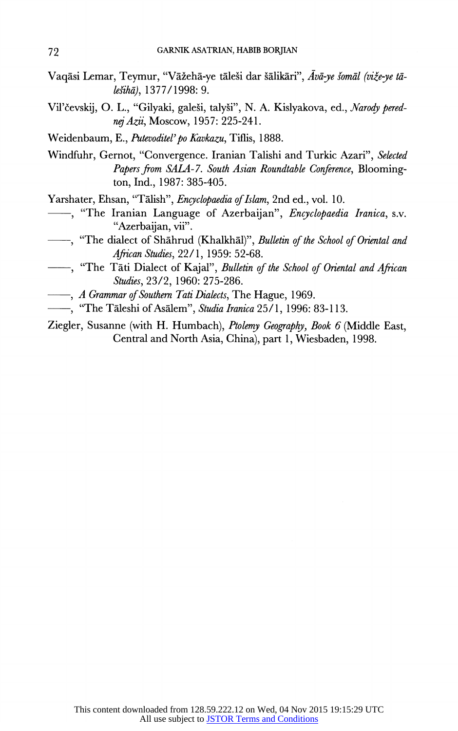Vaqāsi Lemar, Teymur, "Vāžehā-ye tāleši dar šālikāri", *Āvā-ye šomāl (viže-ye tālešihā)*, 1377/1998: 9.

Vil'čevskij, O. L., "Gilyaki, galeši, talyši", N. A. Kislyakova, ed., *Narody perednej Azii*, Moscow, 1957: 225-241.

Weidenbaum, E., *Putevoditel' po Kavkazu*, Tiflis, 1888.

Windfuhr, Gernot, "Convergence. Iranian Talishi and Turkic Azari", *Selected Papers from SALA-7. South Asian Roundtable Conference*, Bloomington, Ind., 1987: 385-405.

Yarshater, Ehsan, "Tālish", *Encyclopaedia of Islam*, 2nd ed., vol. 10.

——, "The Iranian Language of Azerbaijan", *Encyclopaedia Iranica*, s.v. "Azerbaijan, vii".

——, "The dialect of Shāhrud (Khalkhāl)", *Bulletin of the School of Oriental and African Studies*, 22/1, 1959: 52-68.

——, "The Tāti Dialect of Kajal", *Bulletin of the School of Oriental and African Studies*, 23/2, 1960: 275-286.

——, *A Grammar of Southern Tati Dialects*, The Hague, 1969.

——, "The Tāleshi of Asālem", *Studia Iranica* 25/1, 1996: 83-113.

Ziegler, Susanne (with H. Humbach), *Ptolemy Geography, Book 6* (Middle East, Central and North Asia, China), part 1, Wiesbaden, 1998.